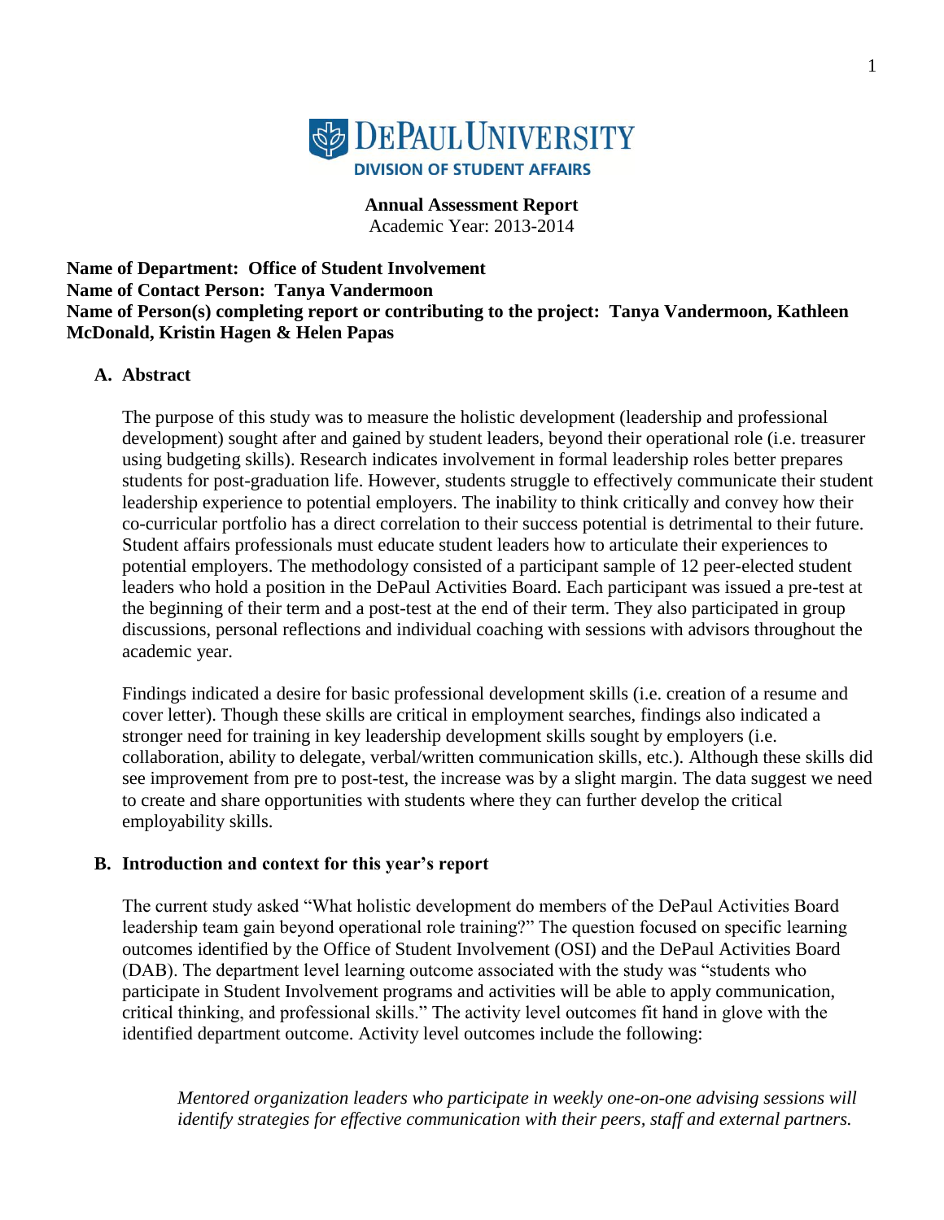**DEPAUL UNIVERSITY**
**DIVISION OF STUDENT AFFAIRS**

**Annual Assessment Report**
Academic Year: 2013-2014

**Name of Department: Office of Student Involvement**
**Name of Contact Person: Tanya Vandermoon**
**Name of Person(s) completing report or contributing to the project: Tanya Vandermoon, Kathleen McDonald, Kristin Hagen & Helen Papas**

## A. Abstract

The purpose of this study was to measure the holistic development (leadership and professional development) sought after and gained by student leaders, beyond their operational role (i.e. treasurer using budgeting skills). Research indicates involvement in formal leadership roles better prepares students for post-graduation life. However, students struggle to effectively communicate their student leadership experience to potential employers. The inability to think critically and convey how their co-curricular portfolio has a direct correlation to their success potential is detrimental to their future. Student affairs professionals must educate student leaders how to articulate their experiences to potential employers. The methodology consisted of a participant sample of 12 peer-elected student leaders who hold a position in the DePaul Activities Board. Each participant was issued a pre-test at the beginning of their term and a post-test at the end of their term. They also participated in group discussions, personal reflections and individual coaching with sessions with advisors throughout the academic year.

Findings indicated a desire for basic professional development skills (i.e. creation of a resume and cover letter). Though these skills are critical in employment searches, findings also indicated a stronger need for training in key leadership development skills sought by employers (i.e. collaboration, ability to delegate, verbal/written communication skills, etc.). Although these skills did see improvement from pre to post-test, the increase was by a slight margin. The data suggest we need to create and share opportunities with students where they can further develop the critical employability skills.

## B. Introduction and context for this year's report

The current study asked "What holistic development do members of the DePaul Activities Board leadership team gain beyond operational role training?" The question focused on specific learning outcomes identified by the Office of Student Involvement (OSI) and the DePaul Activities Board (DAB). The department level learning outcome associated with the study was "students who participate in Student Involvement programs and activities will be able to apply communication, critical thinking, and professional skills." The activity level outcomes fit hand in glove with the identified department outcome. Activity level outcomes include the following:

*Mentored organization leaders who participate in weekly one-on-one advising sessions will identify strategies for effective communication with their peers, staff and external partners.*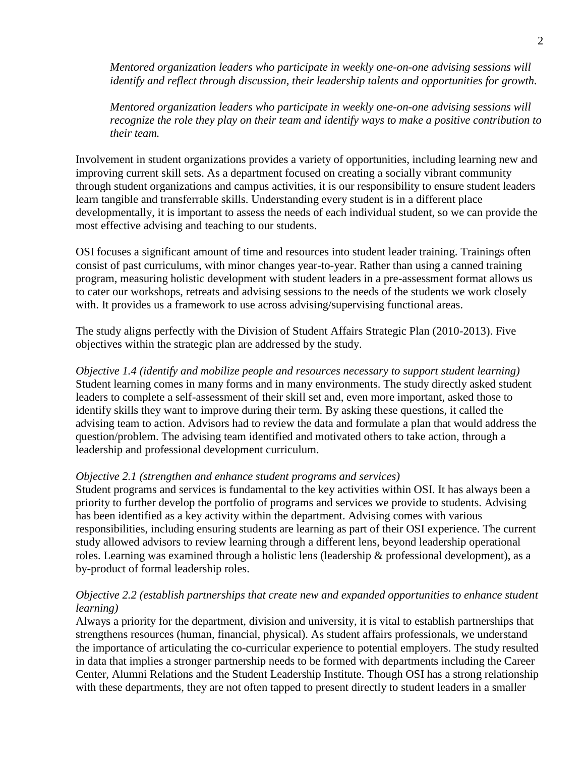*Mentored organization leaders who participate in weekly one-on-one advising sessions will identify and reflect through discussion, their leadership talents and opportunities for growth.*

*Mentored organization leaders who participate in weekly one-on-one advising sessions will recognize the role they play on their team and identify ways to make a positive contribution to their team.*

Involvement in student organizations provides a variety of opportunities, including learning new and improving current skill sets. As a department focused on creating a socially vibrant community through student organizations and campus activities, it is our responsibility to ensure student leaders learn tangible and transferrable skills. Understanding every student is in a different place developmentally, it is important to assess the needs of each individual student, so we can provide the most effective advising and teaching to our students.

OSI focuses a significant amount of time and resources into student leader training. Trainings often consist of past curriculums, with minor changes year-to-year. Rather than using a canned training program, measuring holistic development with student leaders in a pre-assessment format allows us to cater our workshops, retreats and advising sessions to the needs of the students we work closely with. It provides us a framework to use across advising/supervising functional areas.

The study aligns perfectly with the Division of Student Affairs Strategic Plan (2010-2013). Five objectives within the strategic plan are addressed by the study.

*Objective 1.4 (identify and mobilize people and resources necessary to support student learning)*
Student learning comes in many forms and in many environments. The study directly asked student leaders to complete a self-assessment of their skill set and, even more important, asked those to identify skills they want to improve during their term. By asking these questions, it called the advising team to action. Advisors had to review the data and formulate a plan that would address the question/problem. The advising team identified and motivated others to take action, through a leadership and professional development curriculum.

*Objective 2.1 (strengthen and enhance student programs and services)*
Student programs and services is fundamental to the key activities within OSI. It has always been a priority to further develop the portfolio of programs and services we provide to students. Advising has been identified as a key activity within the department. Advising comes with various responsibilities, including ensuring students are learning as part of their OSI experience. The current study allowed advisors to review learning through a different lens, beyond leadership operational roles. Learning was examined through a holistic lens (leadership & professional development), as a by-product of formal leadership roles.

*Objective 2.2 (establish partnerships that create new and expanded opportunities to enhance student learning)*
Always a priority for the department, division and university, it is vital to establish partnerships that strengthens resources (human, financial, physical). As student affairs professionals, we understand the importance of articulating the co-curricular experience to potential employers. The study resulted in data that implies a stronger partnership needs to be formed with departments including the Career Center, Alumni Relations and the Student Leadership Institute. Though OSI has a strong relationship with these departments, they are not often tapped to present directly to student leaders in a smaller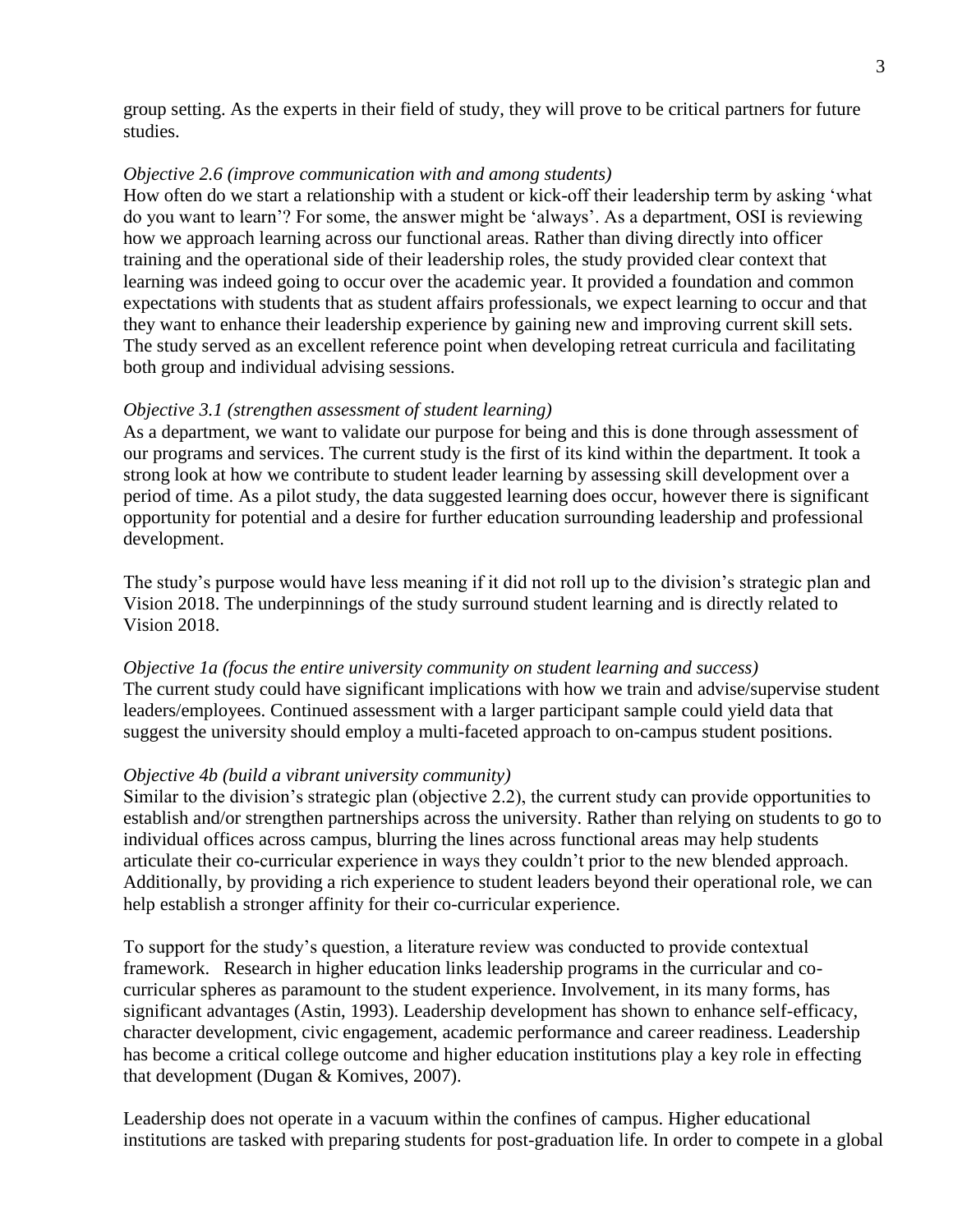group setting. As the experts in their field of study, they will prove to be critical partners for future studies.

*Objective 2.6 (improve communication with and among students)*
How often do we start a relationship with a student or kick-off their leadership term by asking 'what do you want to learn'? For some, the answer might be 'always'. As a department, OSI is reviewing how we approach learning across our functional areas. Rather than diving directly into officer training and the operational side of their leadership roles, the study provided clear context that learning was indeed going to occur over the academic year. It provided a foundation and common expectations with students that as student affairs professionals, we expect learning to occur and that they want to enhance their leadership experience by gaining new and improving current skill sets. The study served as an excellent reference point when developing retreat curricula and facilitating both group and individual advising sessions.

*Objective 3.1 (strengthen assessment of student learning)*
As a department, we want to validate our purpose for being and this is done through assessment of our programs and services. The current study is the first of its kind within the department. It took a strong look at how we contribute to student leader learning by assessing skill development over a period of time. As a pilot study, the data suggested learning does occur, however there is significant opportunity for potential and a desire for further education surrounding leadership and professional development.

The study's purpose would have less meaning if it did not roll up to the division's strategic plan and Vision 2018. The underpinnings of the study surround student learning and is directly related to Vision 2018.

*Objective 1a (focus the entire university community on student learning and success)*
The current study could have significant implications with how we train and advise/supervise student leaders/employees. Continued assessment with a larger participant sample could yield data that suggest the university should employ a multi-faceted approach to on-campus student positions.

*Objective 4b (build a vibrant university community)*
Similar to the division's strategic plan (objective 2.2), the current study can provide opportunities to establish and/or strengthen partnerships across the university. Rather than relying on students to go to individual offices across campus, blurring the lines across functional areas may help students articulate their co-curricular experience in ways they couldn't prior to the new blended approach. Additionally, by providing a rich experience to student leaders beyond their operational role, we can help establish a stronger affinity for their co-curricular experience.

To support for the study's question, a literature review was conducted to provide contextual framework. Research in higher education links leadership programs in the curricular and co-curricular spheres as paramount to the student experience. Involvement, in its many forms, has significant advantages (Astin, 1993). Leadership development has shown to enhance self-efficacy, character development, civic engagement, academic performance and career readiness. Leadership has become a critical college outcome and higher education institutions play a key role in effecting that development (Dugan & Komives, 2007).

Leadership does not operate in a vacuum within the confines of campus. Higher educational institutions are tasked with preparing students for post-graduation life. In order to compete in a global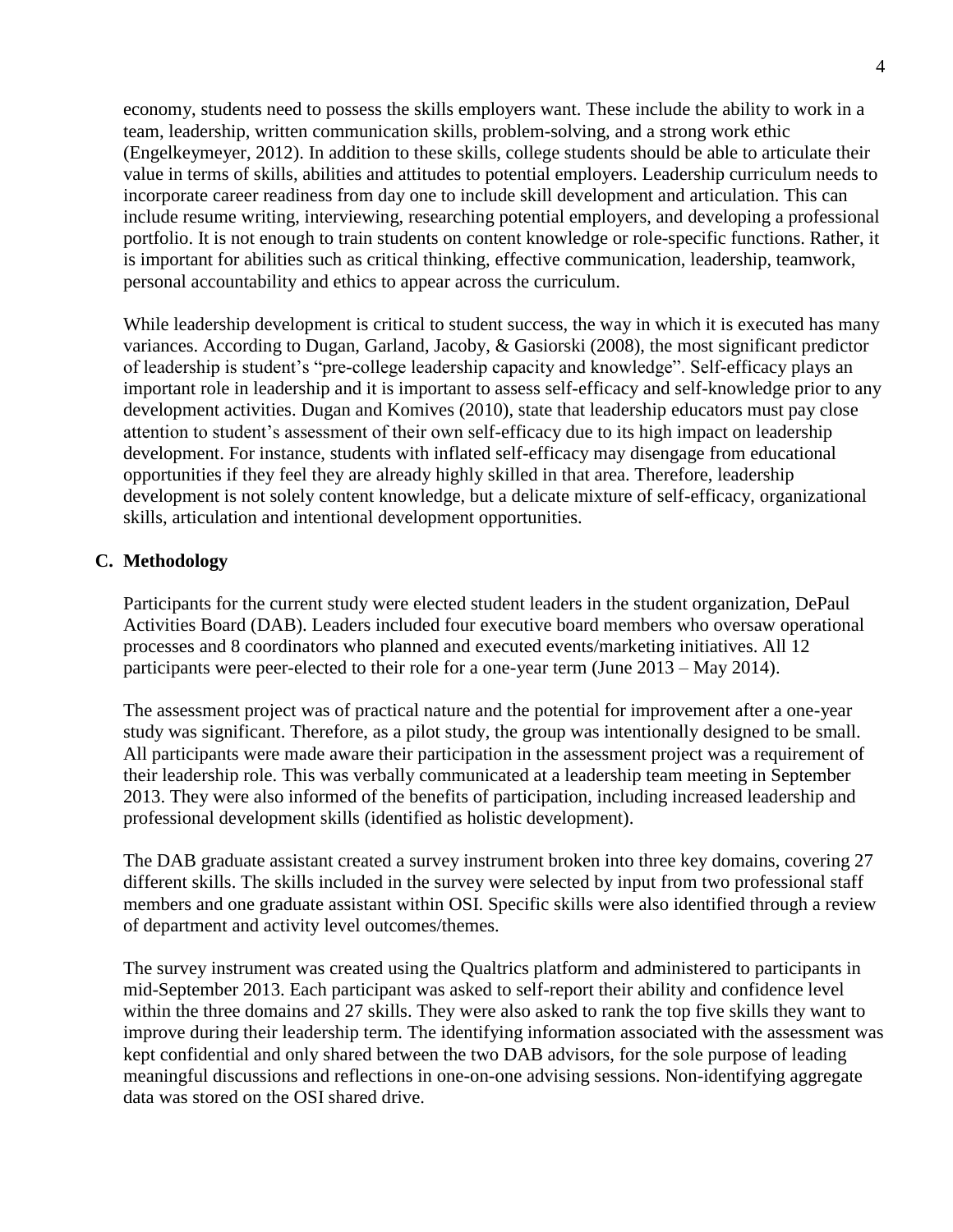economy, students need to possess the skills employers want. These include the ability to work in a team, leadership, written communication skills, problem-solving, and a strong work ethic (Engelkeymeyer, 2012). In addition to these skills, college students should be able to articulate their value in terms of skills, abilities and attitudes to potential employers. Leadership curriculum needs to incorporate career readiness from day one to include skill development and articulation. This can include resume writing, interviewing, researching potential employers, and developing a professional portfolio. It is not enough to train students on content knowledge or role-specific functions. Rather, it is important for abilities such as critical thinking, effective communication, leadership, teamwork, personal accountability and ethics to appear across the curriculum.

While leadership development is critical to student success, the way in which it is executed has many variances. According to Dugan, Garland, Jacoby, & Gasiorski (2008), the most significant predictor of leadership is student's "pre-college leadership capacity and knowledge". Self-efficacy plays an important role in leadership and it is important to assess self-efficacy and self-knowledge prior to any development activities. Dugan and Komives (2010), state that leadership educators must pay close attention to student's assessment of their own self-efficacy due to its high impact on leadership development. For instance, students with inflated self-efficacy may disengage from educational opportunities if they feel they are already highly skilled in that area. Therefore, leadership development is not solely content knowledge, but a delicate mixture of self-efficacy, organizational skills, articulation and intentional development opportunities.

## C. Methodology

Participants for the current study were elected student leaders in the student organization, DePaul Activities Board (DAB). Leaders included four executive board members who oversaw operational processes and 8 coordinators who planned and executed events/marketing initiatives. All 12 participants were peer-elected to their role for a one-year term (June 2013 – May 2014).

The assessment project was of practical nature and the potential for improvement after a one-year study was significant. Therefore, as a pilot study, the group was intentionally designed to be small. All participants were made aware their participation in the assessment project was a requirement of their leadership role. This was verbally communicated at a leadership team meeting in September 2013. They were also informed of the benefits of participation, including increased leadership and professional development skills (identified as holistic development).

The DAB graduate assistant created a survey instrument broken into three key domains, covering 27 different skills. The skills included in the survey were selected by input from two professional staff members and one graduate assistant within OSI. Specific skills were also identified through a review of department and activity level outcomes/themes.

The survey instrument was created using the Qualtrics platform and administered to participants in mid-September 2013. Each participant was asked to self-report their ability and confidence level within the three domains and 27 skills. They were also asked to rank the top five skills they want to improve during their leadership term. The identifying information associated with the assessment was kept confidential and only shared between the two DAB advisors, for the sole purpose of leading meaningful discussions and reflections in one-on-one advising sessions. Non-identifying aggregate data was stored on the OSI shared drive.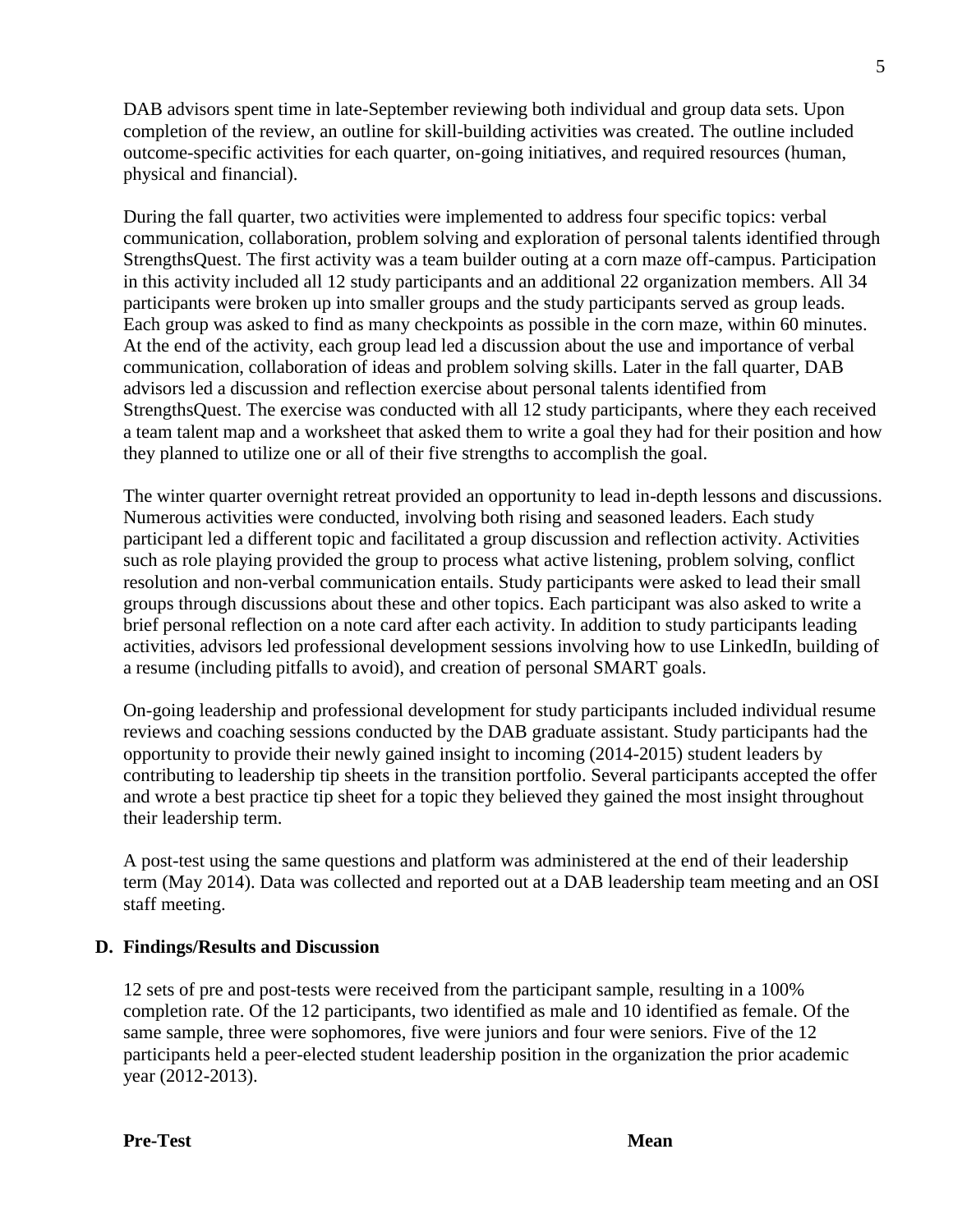DAB advisors spent time in late-September reviewing both individual and group data sets. Upon completion of the review, an outline for skill-building activities was created. The outline included outcome-specific activities for each quarter, on-going initiatives, and required resources (human, physical and financial).

During the fall quarter, two activities were implemented to address four specific topics: verbal communication, collaboration, problem solving and exploration of personal talents identified through StrengthsQuest. The first activity was a team builder outing at a corn maze off-campus. Participation in this activity included all 12 study participants and an additional 22 organization members. All 34 participants were broken up into smaller groups and the study participants served as group leads. Each group was asked to find as many checkpoints as possible in the corn maze, within 60 minutes. At the end of the activity, each group lead led a discussion about the use and importance of verbal communication, collaboration of ideas and problem solving skills. Later in the fall quarter, DAB advisors led a discussion and reflection exercise about personal talents identified from StrengthsQuest. The exercise was conducted with all 12 study participants, where they each received a team talent map and a worksheet that asked them to write a goal they had for their position and how they planned to utilize one or all of their five strengths to accomplish the goal.

The winter quarter overnight retreat provided an opportunity to lead in-depth lessons and discussions. Numerous activities were conducted, involving both rising and seasoned leaders. Each study participant led a different topic and facilitated a group discussion and reflection activity. Activities such as role playing provided the group to process what active listening, problem solving, conflict resolution and non-verbal communication entails. Study participants were asked to lead their small groups through discussions about these and other topics. Each participant was also asked to write a brief personal reflection on a note card after each activity. In addition to study participants leading activities, advisors led professional development sessions involving how to use LinkedIn, building of a resume (including pitfalls to avoid), and creation of personal SMART goals.

On-going leadership and professional development for study participants included individual resume reviews and coaching sessions conducted by the DAB graduate assistant. Study participants had the opportunity to provide their newly gained insight to incoming (2014-2015) student leaders by contributing to leadership tip sheets in the transition portfolio. Several participants accepted the offer and wrote a best practice tip sheet for a topic they believed they gained the most insight throughout their leadership term.

A post-test using the same questions and platform was administered at the end of their leadership term (May 2014). Data was collected and reported out at a DAB leadership team meeting and an OSI staff meeting.

## D. Findings/Results and Discussion

12 sets of pre and post-tests were received from the participant sample, resulting in a 100% completion rate. Of the 12 participants, two identified as male and 10 identified as female. Of the same sample, three were sophomores, five were juniors and four were seniors. Five of the 12 participants held a peer-elected student leadership position in the organization the prior academic year (2012-2013).

| **Pre-Test** | **Mean** |
| --- | --- |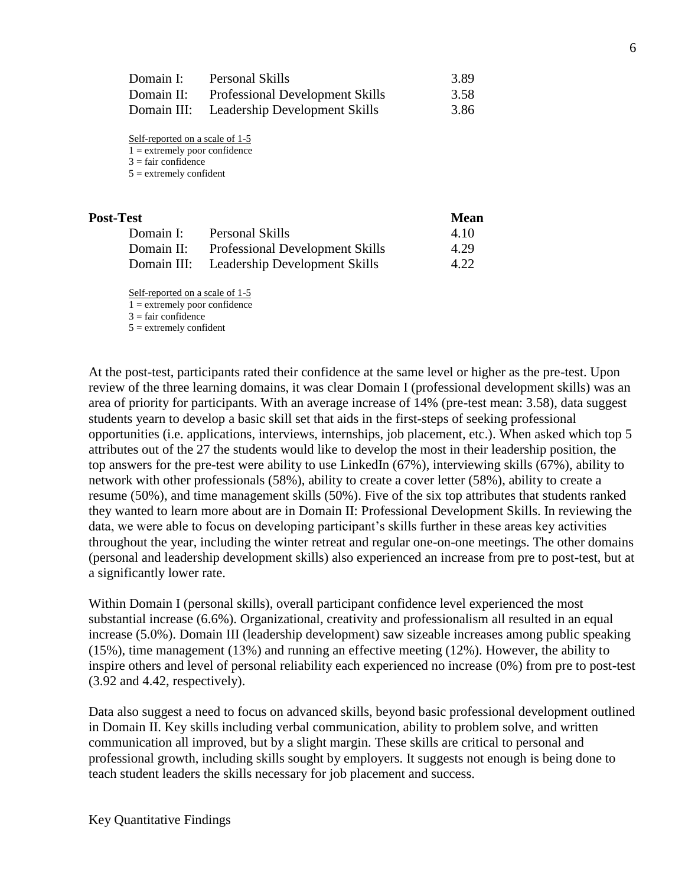| | | |
|---|---|---|
| Domain I: | Personal Skills | 3.89 |
| Domain II: | Professional Development Skills | 3.58 |
| Domain III: | Leadership Development Skills | 3.86 |

Self-reported on a scale of 1-5
1 = extremely poor confidence
3 = fair confidence
5 = extremely confident

**Post-Test**

| | | **Mean** |
|---|---|---|
| Domain I: | Personal Skills | 4.10 |
| Domain II: | Professional Development Skills | 4.29 |
| Domain III: | Leadership Development Skills | 4.22 |

Self-reported on a scale of 1-5
1 = extremely poor confidence
3 = fair confidence
5 = extremely confident

At the post-test, participants rated their confidence at the same level or higher as the pre-test. Upon review of the three learning domains, it was clear Domain I (professional development skills) was an area of priority for participants. With an average increase of 14% (pre-test mean: 3.58), data suggest students yearn to develop a basic skill set that aids in the first-steps of seeking professional opportunities (i.e. applications, interviews, internships, job placement, etc.). When asked which top 5 attributes out of the 27 the students would like to develop the most in their leadership position, the top answers for the pre-test were ability to use LinkedIn (67%), interviewing skills (67%), ability to network with other professionals (58%), ability to create a cover letter (58%), ability to create a resume (50%), and time management skills (50%). Five of the six top attributes that students ranked they wanted to learn more about are in Domain II: Professional Development Skills. In reviewing the data, we were able to focus on developing participant's skills further in these areas key activities throughout the year, including the winter retreat and regular one-on-one meetings. The other domains (personal and leadership development skills) also experienced an increase from pre to post-test, but at a significantly lower rate.

Within Domain I (personal skills), overall participant confidence level experienced the most substantial increase (6.6%). Organizational, creativity and professionalism all resulted in an equal increase (5.0%). Domain III (leadership development) saw sizeable increases among public speaking (15%), time management (13%) and running an effective meeting (12%). However, the ability to inspire others and level of personal reliability each experienced no increase (0%) from pre to post-test (3.92 and 4.42, respectively).

Data also suggest a need to focus on advanced skills, beyond basic professional development outlined in Domain II. Key skills including verbal communication, ability to problem solve, and written communication all improved, but by a slight margin. These skills are critical to personal and professional growth, including skills sought by employers. It suggests not enough is being done to teach student leaders the skills necessary for job placement and success.

Key Quantitative Findings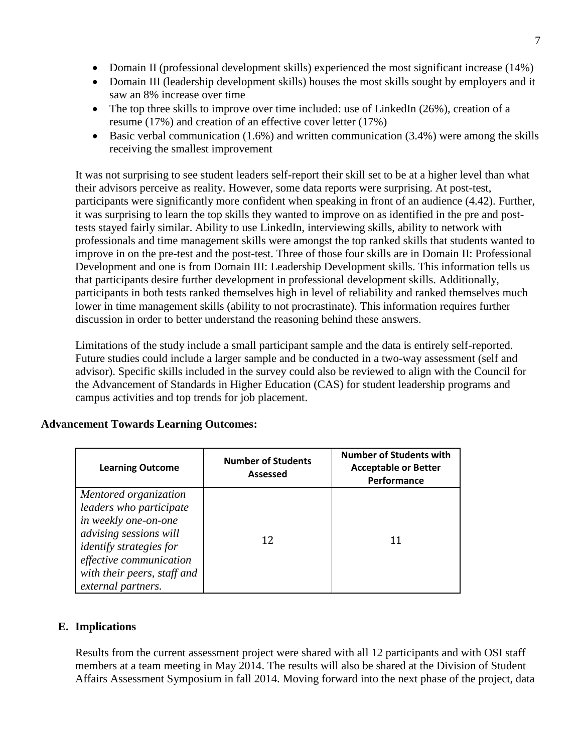- Domain II (professional development skills) experienced the most significant increase (14%)
- Domain III (leadership development skills) houses the most skills sought by employers and it saw an 8% increase over time
- The top three skills to improve over time included: use of LinkedIn (26%), creation of a resume (17%) and creation of an effective cover letter (17%)
- Basic verbal communication (1.6%) and written communication (3.4%) were among the skills receiving the smallest improvement

It was not surprising to see student leaders self-report their skill set to be at a higher level than what their advisors perceive as reality. However, some data reports were surprising. At post-test, participants were significantly more confident when speaking in front of an audience (4.42). Further, it was surprising to learn the top skills they wanted to improve on as identified in the pre and post-tests stayed fairly similar. Ability to use LinkedIn, interviewing skills, ability to network with professionals and time management skills were amongst the top ranked skills that students wanted to improve in on the pre-test and the post-test. Three of those four skills are in Domain II: Professional Development and one is from Domain III: Leadership Development skills. This information tells us that participants desire further development in professional development skills. Additionally, participants in both tests ranked themselves high in level of reliability and ranked themselves much lower in time management skills (ability to not procrastinate). This information requires further discussion in order to better understand the reasoning behind these answers.

Limitations of the study include a small participant sample and the data is entirely self-reported. Future studies could include a larger sample and be conducted in a two-way assessment (self and advisor). Specific skills included in the survey could also be reviewed to align with the Council for the Advancement of Standards in Higher Education (CAS) for student leadership programs and campus activities and top trends for job placement.

**Advancement Towards Learning Outcomes:**

| Learning Outcome | Number of Students Assessed | Number of Students with Acceptable or Better Performance |
|---|---|---|
| *Mentored organization leaders who participate in weekly one-on-one advising sessions will identify strategies for effective communication with their peers, staff and external partners.* | 12 | 11 |

## E. Implications

Results from the current assessment project were shared with all 12 participants and with OSI staff members at a team meeting in May 2014. The results will also be shared at the Division of Student Affairs Assessment Symposium in fall 2014. Moving forward into the next phase of the project, data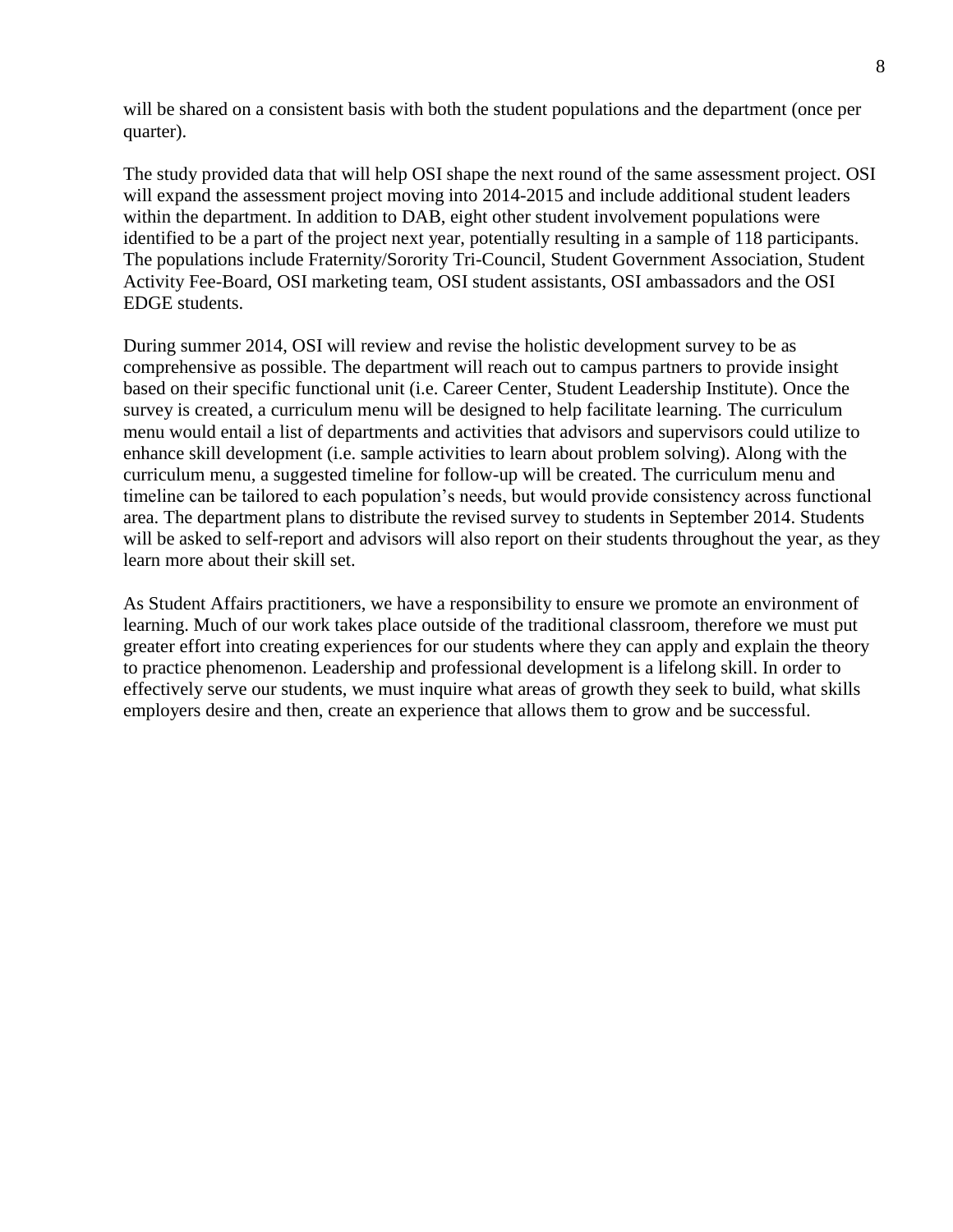will be shared on a consistent basis with both the student populations and the department (once per quarter).

The study provided data that will help OSI shape the next round of the same assessment project. OSI will expand the assessment project moving into 2014-2015 and include additional student leaders within the department. In addition to DAB, eight other student involvement populations were identified to be a part of the project next year, potentially resulting in a sample of 118 participants. The populations include Fraternity/Sorority Tri-Council, Student Government Association, Student Activity Fee-Board, OSI marketing team, OSI student assistants, OSI ambassadors and the OSI EDGE students.

During summer 2014, OSI will review and revise the holistic development survey to be as comprehensive as possible. The department will reach out to campus partners to provide insight based on their specific functional unit (i.e. Career Center, Student Leadership Institute). Once the survey is created, a curriculum menu will be designed to help facilitate learning. The curriculum menu would entail a list of departments and activities that advisors and supervisors could utilize to enhance skill development (i.e. sample activities to learn about problem solving). Along with the curriculum menu, a suggested timeline for follow-up will be created. The curriculum menu and timeline can be tailored to each population's needs, but would provide consistency across functional area. The department plans to distribute the revised survey to students in September 2014. Students will be asked to self-report and advisors will also report on their students throughout the year, as they learn more about their skill set.

As Student Affairs practitioners, we have a responsibility to ensure we promote an environment of learning. Much of our work takes place outside of the traditional classroom, therefore we must put greater effort into creating experiences for our students where they can apply and explain the theory to practice phenomenon. Leadership and professional development is a lifelong skill. In order to effectively serve our students, we must inquire what areas of growth they seek to build, what skills employers desire and then, create an experience that allows them to grow and be successful.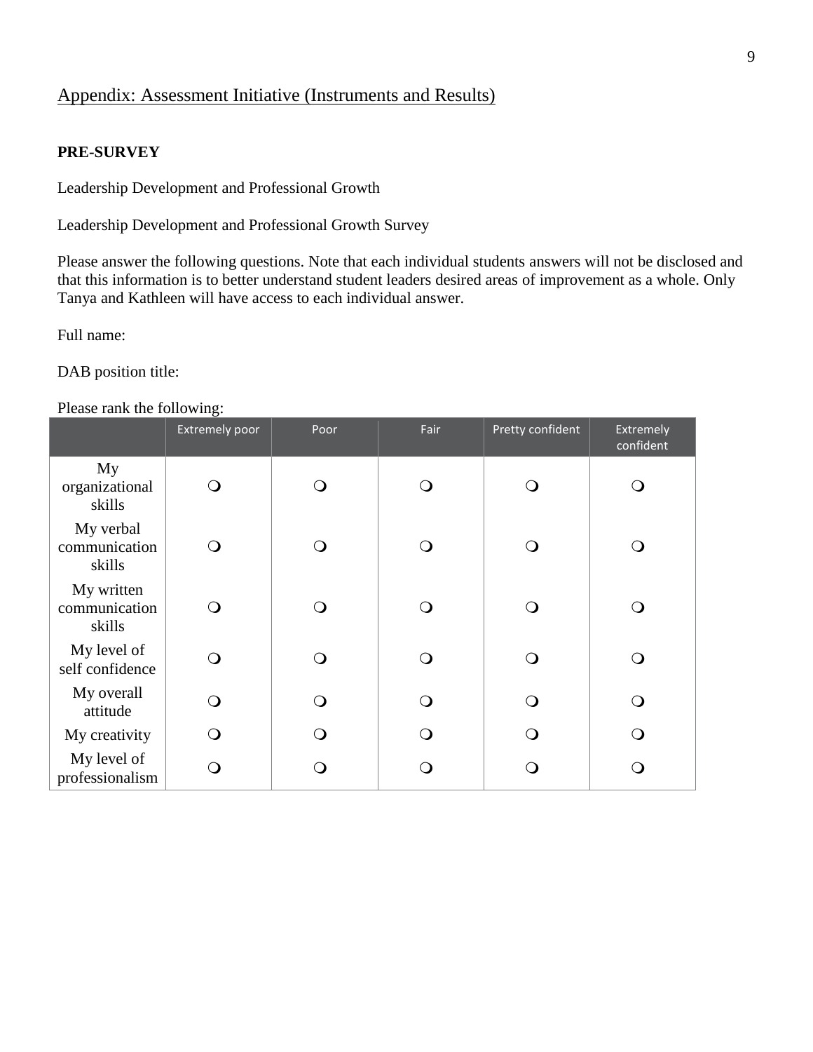## Appendix: Assessment Initiative (Instruments and Results)

**PRE-SURVEY**

Leadership Development and Professional Growth

Leadership Development and Professional Growth Survey

Please answer the following questions. Note that each individual students answers will not be disclosed and that this information is to better understand student leaders desired areas of improvement as a whole. Only Tanya and Kathleen will have access to each individual answer.

Full name:

DAB position title:

Please rank the following:

| | Extremely poor | Poor | Fair | Pretty confident | Extremely confident |
|---|---|---|---|---|---|
| My organizational skills | ❍ | ❍ | ❍ | ❍ | ❍ |
| My verbal communication skills | ❍ | ❍ | ❍ | ❍ | ❍ |
| My written communication skills | ❍ | ❍ | ❍ | ❍ | ❍ |
| My level of self confidence | ❍ | ❍ | ❍ | ❍ | ❍ |
| My overall attitude | ❍ | ❍ | ❍ | ❍ | ❍ |
| My creativity | ❍ | ❍ | ❍ | ❍ | ❍ |
| My level of professionalism | ❍ | ❍ | ❍ | ❍ | ❍ |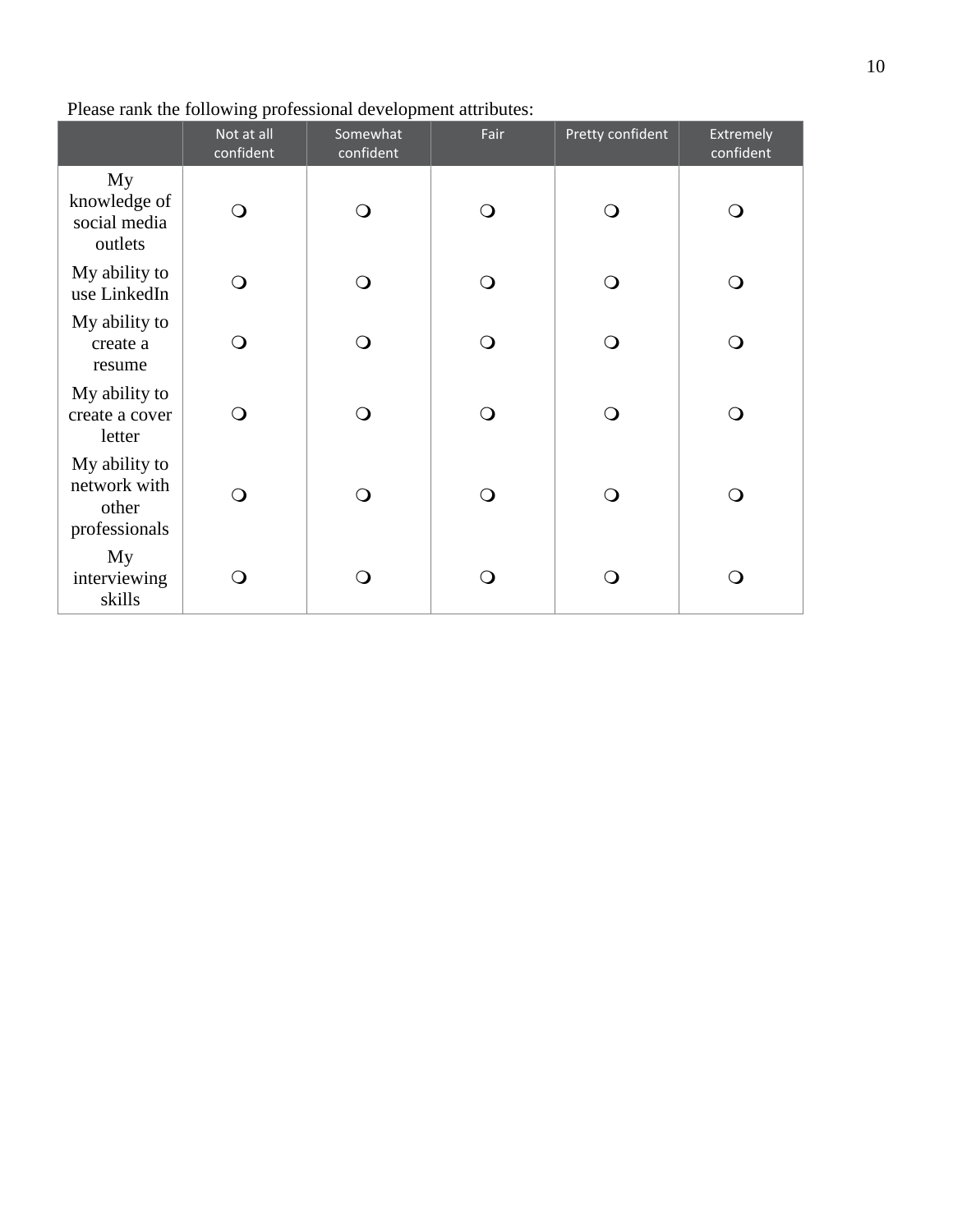Please rank the following professional development attributes:

| | Not at all confident | Somewhat confident | Fair | Pretty confident | Extremely confident |
|---|---|---|---|---|---|
| My knowledge of social media outlets | ❍ | ❍ | ❍ | ❍ | ❍ |
| My ability to use LinkedIn | ❍ | ❍ | ❍ | ❍ | ❍ |
| My ability to create a resume | ❍ | ❍ | ❍ | ❍ | ❍ |
| My ability to create a cover letter | ❍ | ❍ | ❍ | ❍ | ❍ |
| My ability to network with other professionals | ❍ | ❍ | ❍ | ❍ | ❍ |
| My interviewing skills | ❍ | ❍ | ❍ | ❍ | ❍ |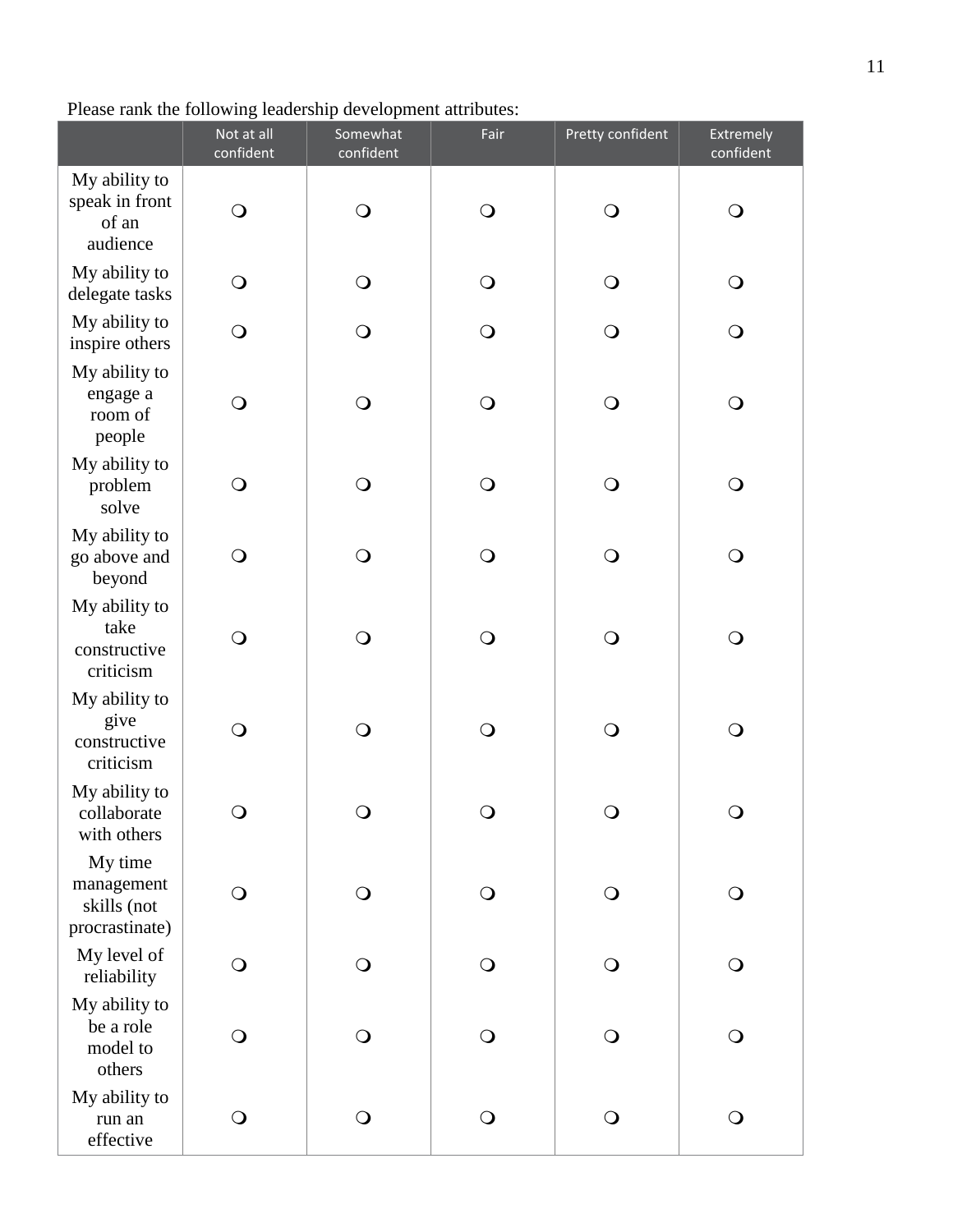Please rank the following leadership development attributes:

| | Not at all confident | Somewhat confident | Fair | Pretty confident | Extremely confident |
|---|---|---|---|---|---|
| My ability to speak in front of an audience | ❍ | ❍ | ❍ | ❍ | ❍ |
| My ability to delegate tasks | ❍ | ❍ | ❍ | ❍ | ❍ |
| My ability to inspire others | ❍ | ❍ | ❍ | ❍ | ❍ |
| My ability to engage a room of people | ❍ | ❍ | ❍ | ❍ | ❍ |
| My ability to problem solve | ❍ | ❍ | ❍ | ❍ | ❍ |
| My ability to go above and beyond | ❍ | ❍ | ❍ | ❍ | ❍ |
| My ability to take constructive criticism | ❍ | ❍ | ❍ | ❍ | ❍ |
| My ability to give constructive criticism | ❍ | ❍ | ❍ | ❍ | ❍ |
| My ability to collaborate with others | ❍ | ❍ | ❍ | ❍ | ❍ |
| My time management skills (not procrastinate) | ❍ | ❍ | ❍ | ❍ | ❍ |
| My level of reliability | ❍ | ❍ | ❍ | ❍ | ❍ |
| My ability to be a role model to others | ❍ | ❍ | ❍ | ❍ | ❍ |
| My ability to run an effective | ❍ | ❍ | ❍ | ❍ | ❍ |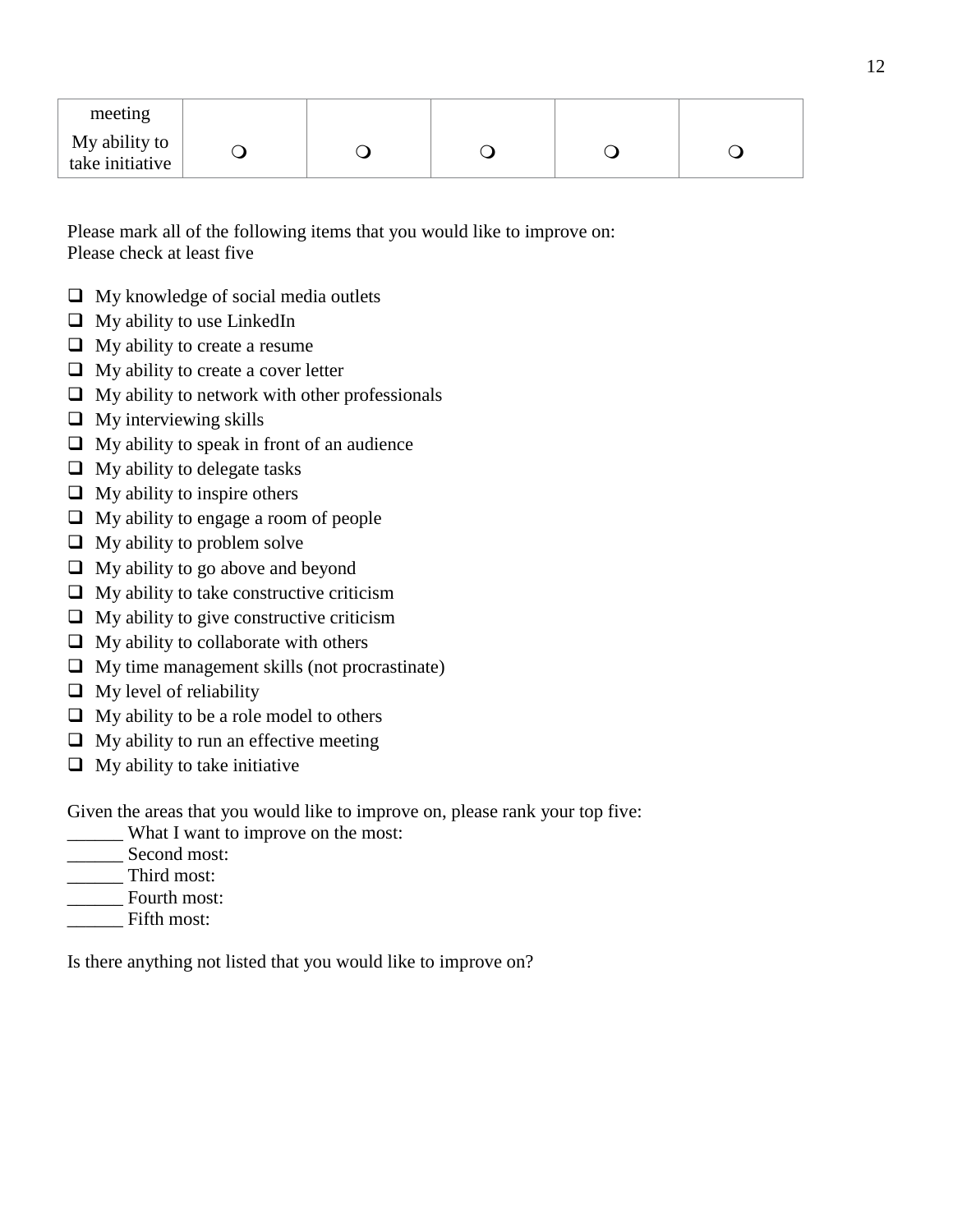| meeting | | | | | |
|---|---|---|---|---|---|
| My ability to take initiative | ❍ | ❍ | ❍ | ❍ | ❍ |

Please mark all of the following items that you would like to improve on:
Please check at least five

- ❑ My knowledge of social media outlets
- ❑ My ability to use LinkedIn
- ❑ My ability to create a resume
- ❑ My ability to create a cover letter
- ❑ My ability to network with other professionals
- ❑ My interviewing skills
- ❑ My ability to speak in front of an audience
- ❑ My ability to delegate tasks
- ❑ My ability to inspire others
- ❑ My ability to engage a room of people
- ❑ My ability to problem solve
- ❑ My ability to go above and beyond
- ❑ My ability to take constructive criticism
- ❑ My ability to give constructive criticism
- ❑ My ability to collaborate with others
- ❑ My time management skills (not procrastinate)
- ❑ My level of reliability
- ❑ My ability to be a role model to others
- ❑ My ability to run an effective meeting
- ❑ My ability to take initiative

Given the areas that you would like to improve on, please rank your top five:
______ What I want to improve on the most:
______ Second most:
______ Third most:
______ Fourth most:
______ Fifth most:

Is there anything not listed that you would like to improve on?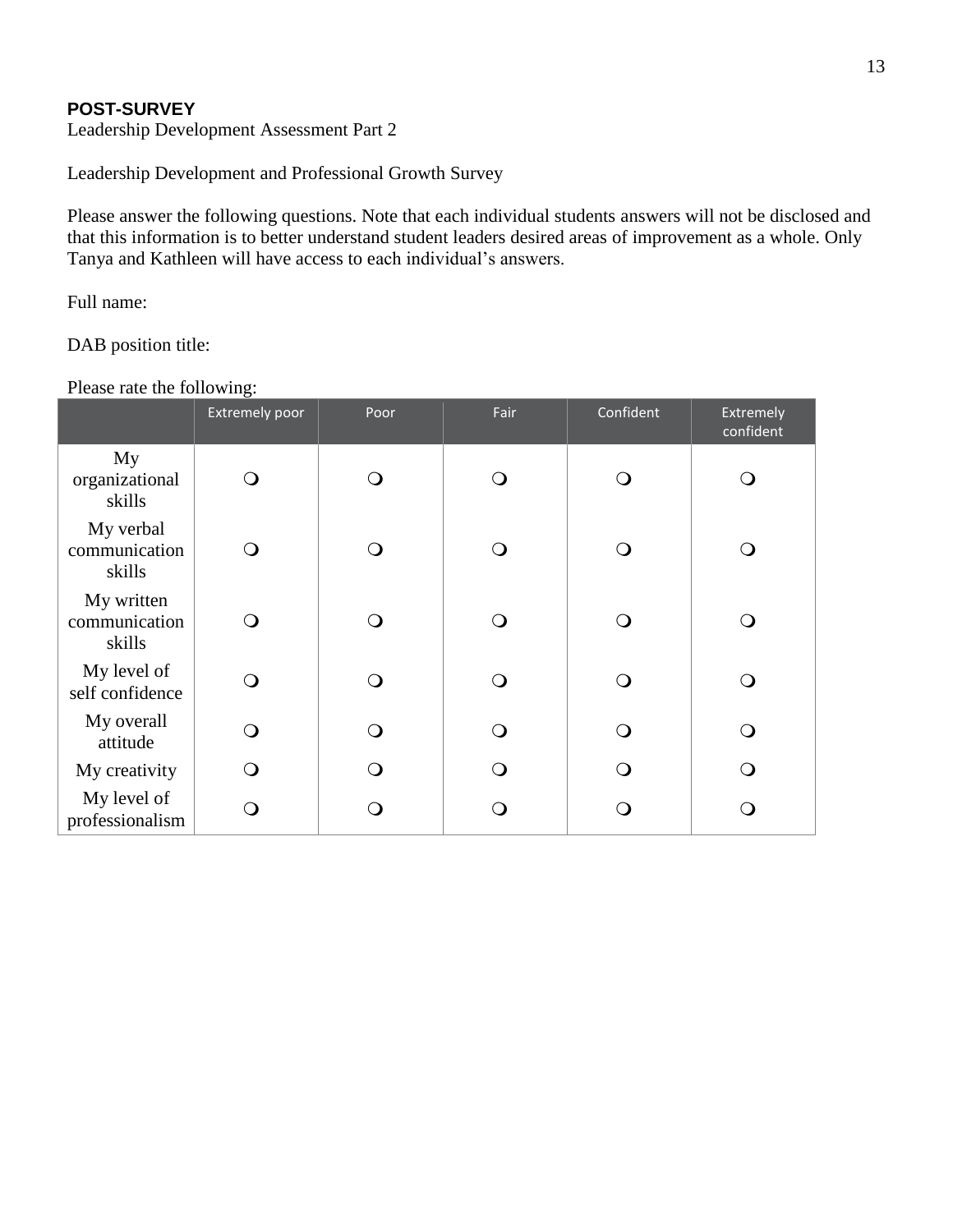**POST-SURVEY**

Leadership Development Assessment Part 2

Leadership Development and Professional Growth Survey

Please answer the following questions. Note that each individual students answers will not be disclosed and that this information is to better understand student leaders desired areas of improvement as a whole. Only Tanya and Kathleen will have access to each individual's answers.

Full name:

DAB position title:

Please rate the following:

| | Extremely poor | Poor | Fair | Confident | Extremely confident |
|---|---|---|---|---|---|
| My organizational skills | ❍ | ❍ | ❍ | ❍ | ❍ |
| My verbal communication skills | ❍ | ❍ | ❍ | ❍ | ❍ |
| My written communication skills | ❍ | ❍ | ❍ | ❍ | ❍ |
| My level of self confidence | ❍ | ❍ | ❍ | ❍ | ❍ |
| My overall attitude | ❍ | ❍ | ❍ | ❍ | ❍ |
| My creativity | ❍ | ❍ | ❍ | ❍ | ❍ |
| My level of professionalism | ❍ | ❍ | ❍ | ❍ | ❍ |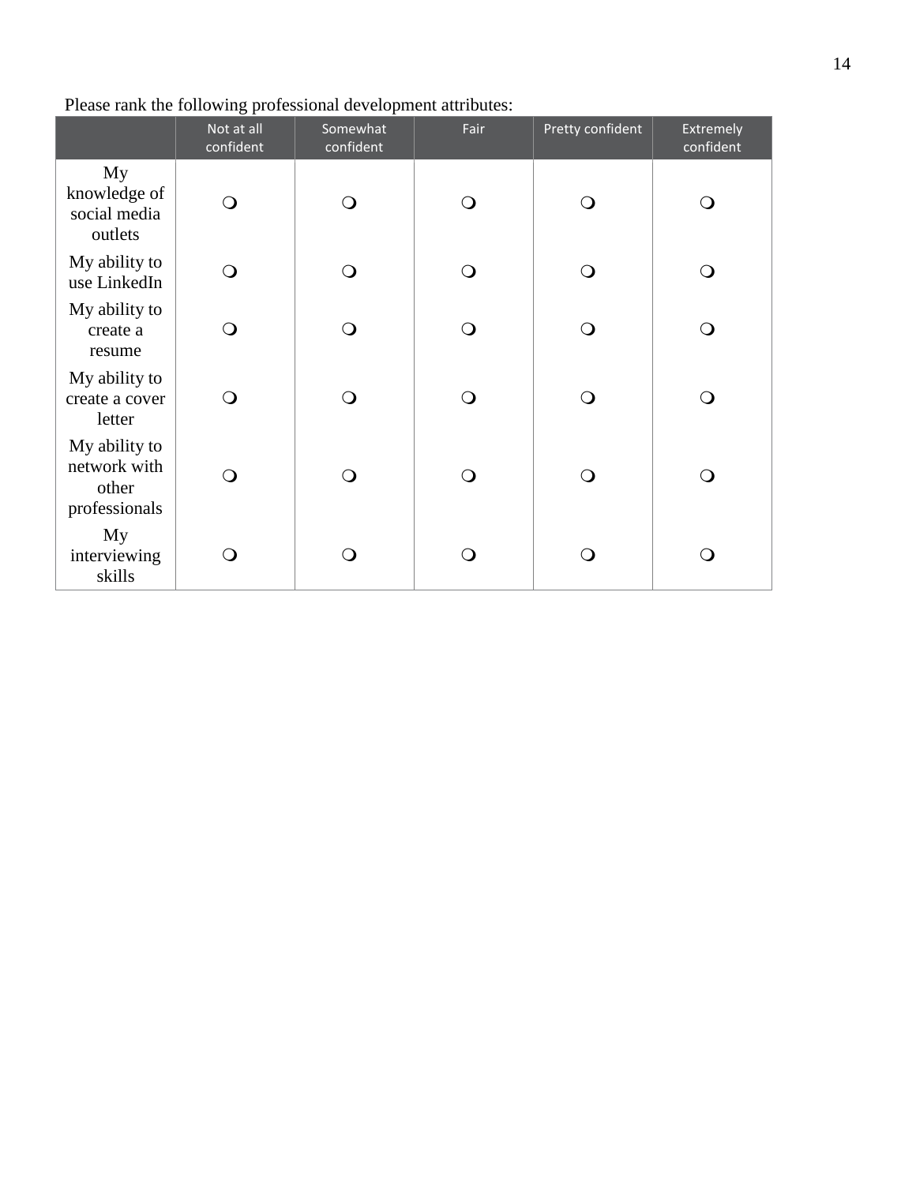Please rank the following professional development attributes:

| | Not at all confident | Somewhat confident | Fair | Pretty confident | Extremely confident |
|---|---|---|---|---|---|
| My knowledge of social media outlets | ❍ | ❍ | ❍ | ❍ | ❍ |
| My ability to use LinkedIn | ❍ | ❍ | ❍ | ❍ | ❍ |
| My ability to create a resume | ❍ | ❍ | ❍ | ❍ | ❍ |
| My ability to create a cover letter | ❍ | ❍ | ❍ | ❍ | ❍ |
| My ability to network with other professionals | ❍ | ❍ | ❍ | ❍ | ❍ |
| My interviewing skills | ❍ | ❍ | ❍ | ❍ | ❍ |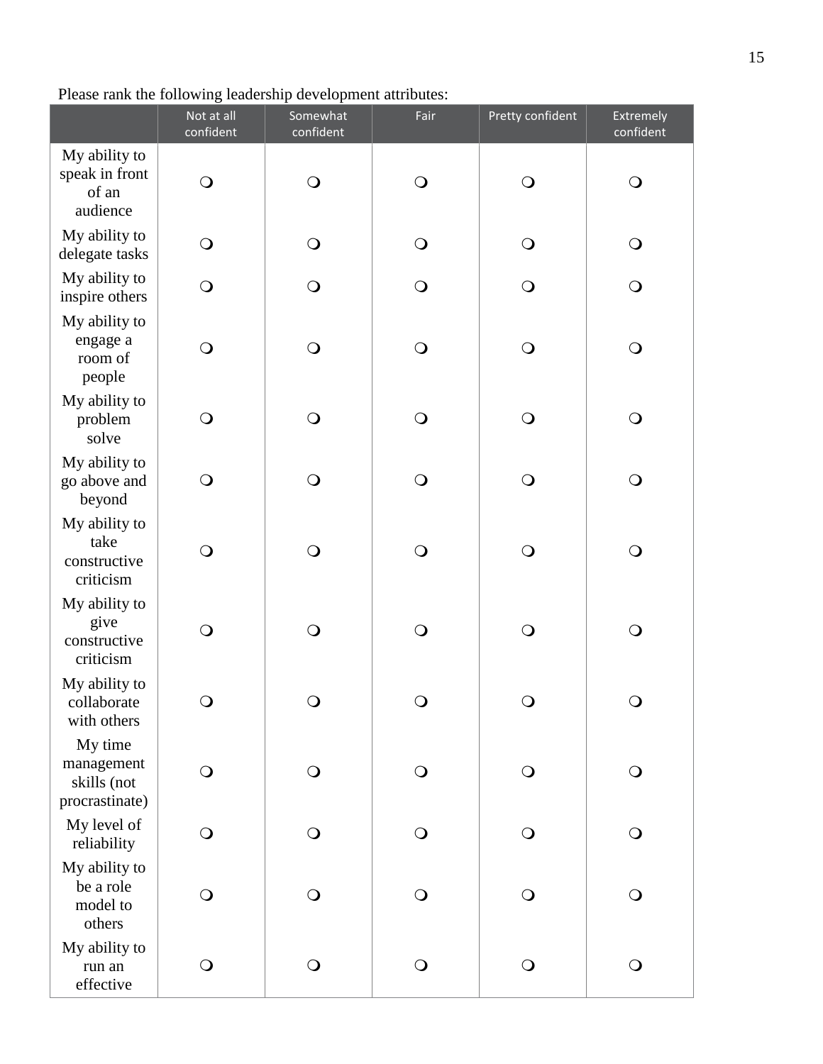Please rank the following leadership development attributes:

| | Not at all confident | Somewhat confident | Fair | Pretty confident | Extremely confident |
|---|---|---|---|---|---|
| My ability to speak in front of an audience | ❍ | ❍ | ❍ | ❍ | ❍ |
| My ability to delegate tasks | ❍ | ❍ | ❍ | ❍ | ❍ |
| My ability to inspire others | ❍ | ❍ | ❍ | ❍ | ❍ |
| My ability to engage a room of people | ❍ | ❍ | ❍ | ❍ | ❍ |
| My ability to problem solve | ❍ | ❍ | ❍ | ❍ | ❍ |
| My ability to go above and beyond | ❍ | ❍ | ❍ | ❍ | ❍ |
| My ability to take constructive criticism | ❍ | ❍ | ❍ | ❍ | ❍ |
| My ability to give constructive criticism | ❍ | ❍ | ❍ | ❍ | ❍ |
| My ability to collaborate with others | ❍ | ❍ | ❍ | ❍ | ❍ |
| My time management skills (not procrastinate) | ❍ | ❍ | ❍ | ❍ | ❍ |
| My level of reliability | ❍ | ❍ | ❍ | ❍ | ❍ |
| My ability to be a role model to others | ❍ | ❍ | ❍ | ❍ | ❍ |
| My ability to run an effective | ❍ | ❍ | ❍ | ❍ | ❍ |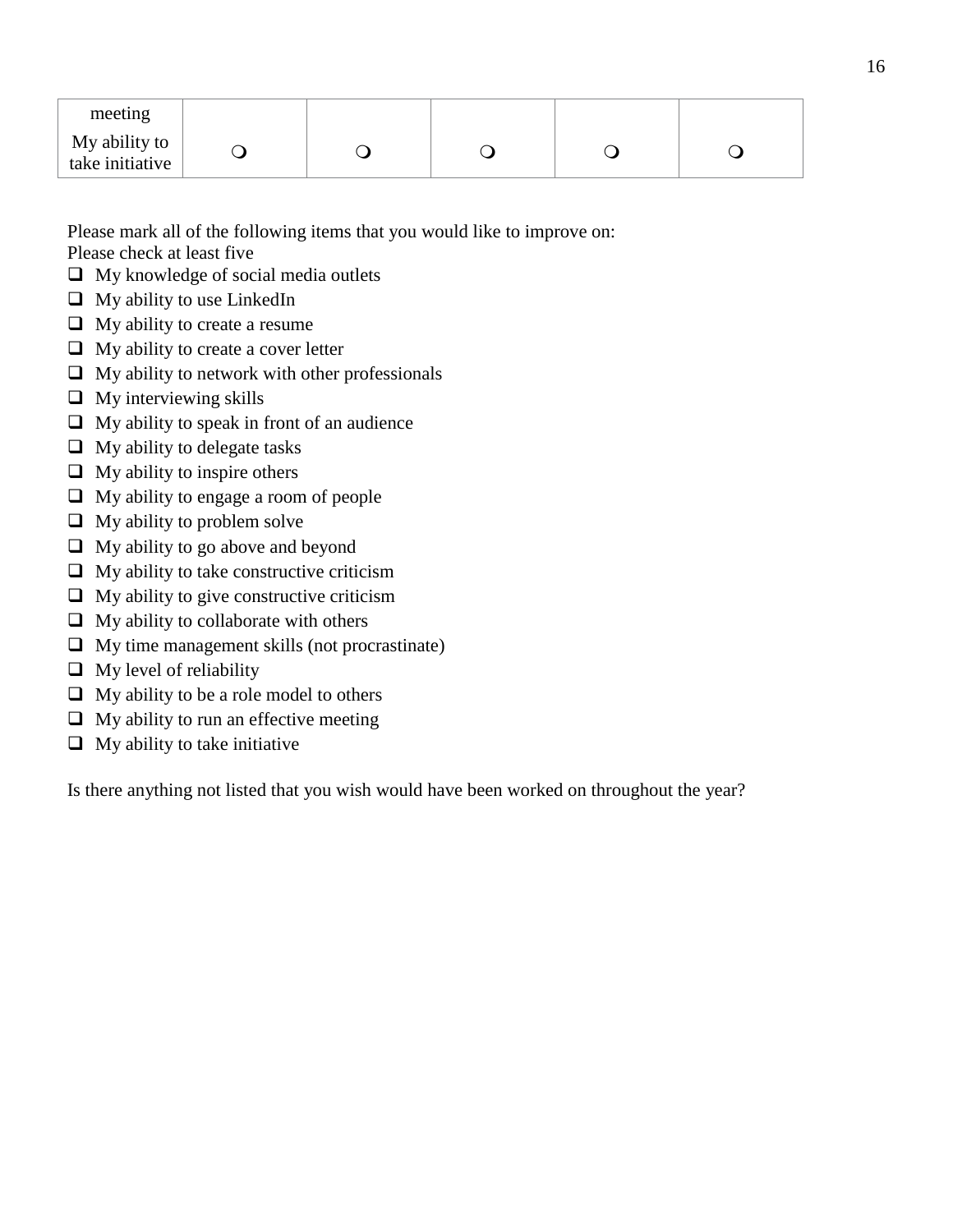| meeting | | | | | |
|---|---|---|---|---|---|
| My ability to take initiative | ❍ | ❍ | ❍ | ❍ | ❍ |

Please mark all of the following items that you would like to improve on:
Please check at least five

- ❑ My knowledge of social media outlets
- ❑ My ability to use LinkedIn
- ❑ My ability to create a resume
- ❑ My ability to create a cover letter
- ❑ My ability to network with other professionals
- ❑ My interviewing skills
- ❑ My ability to speak in front of an audience
- ❑ My ability to delegate tasks
- ❑ My ability to inspire others
- ❑ My ability to engage a room of people
- ❑ My ability to problem solve
- ❑ My ability to go above and beyond
- ❑ My ability to take constructive criticism
- ❑ My ability to give constructive criticism
- ❑ My ability to collaborate with others
- ❑ My time management skills (not procrastinate)
- ❑ My level of reliability
- ❑ My ability to be a role model to others
- ❑ My ability to run an effective meeting
- ❑ My ability to take initiative

Is there anything not listed that you wish would have been worked on throughout the year?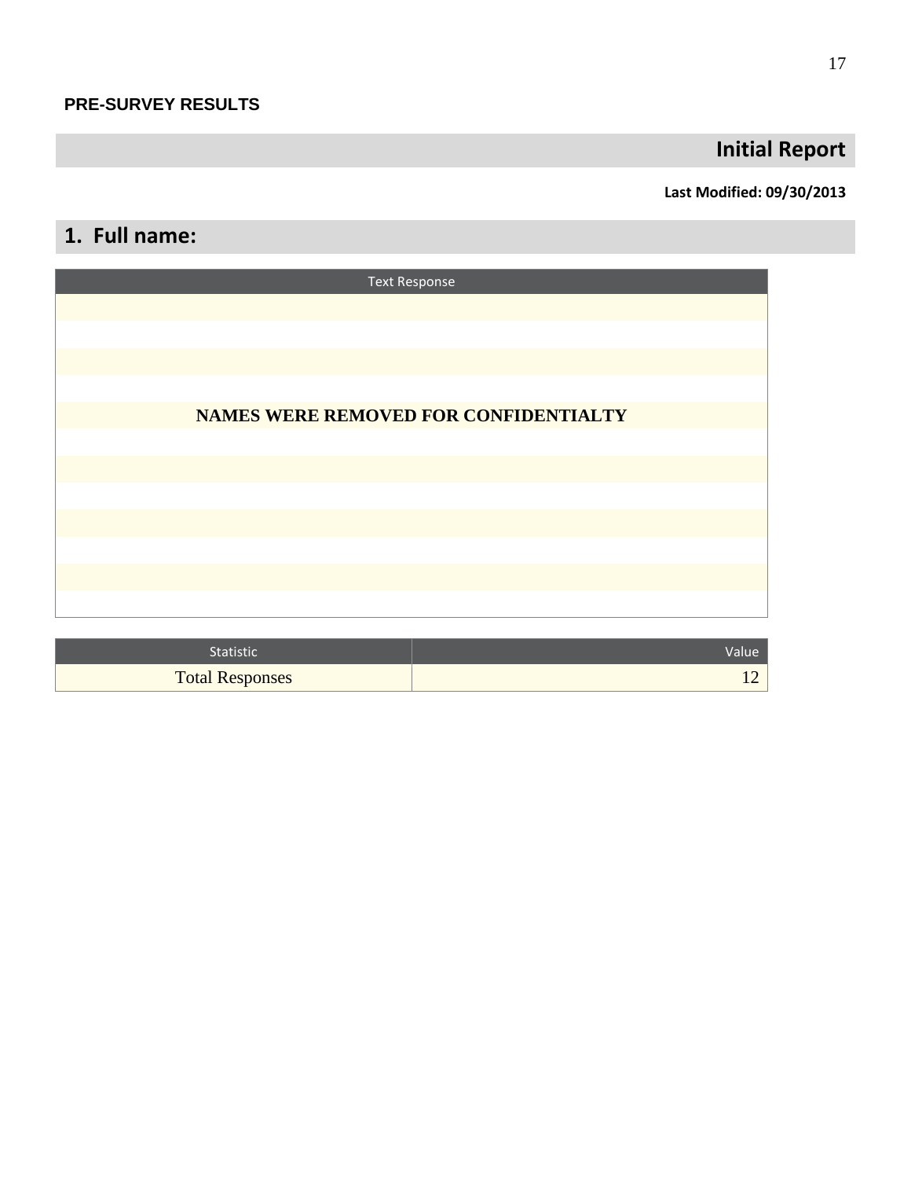**PRE-SURVEY RESULTS**

## Initial Report

**Last Modified: 09/30/2013**

## 1. Full name:

| Text Response |
|---|
| **NAMES WERE REMOVED FOR CONFIDENTIALTY** |

| Statistic | Value |
|---|---|
| Total Responses | 12 |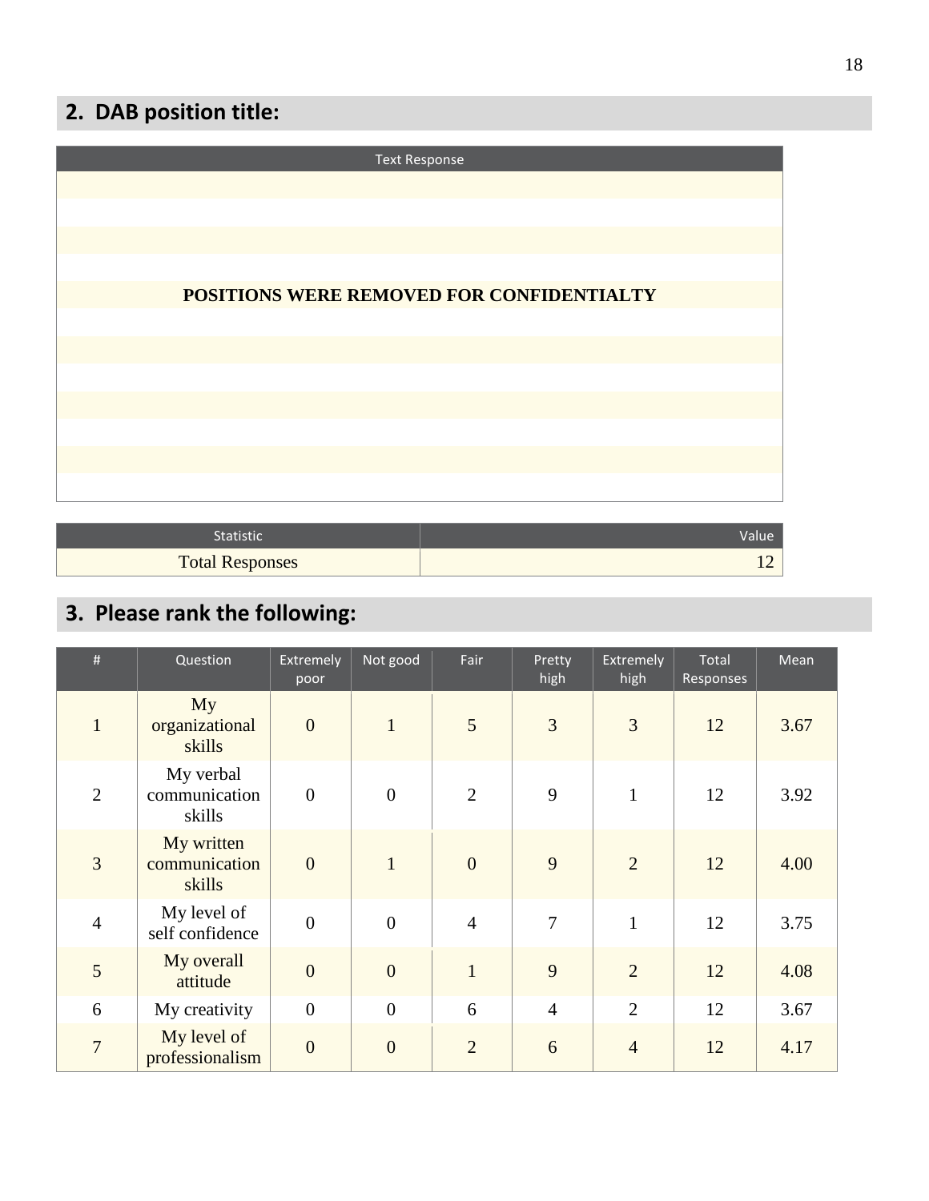## 2. DAB position title:

| Text Response |
| --- |
| **POSITIONS WERE REMOVED FOR CONFIDENTIALTY** |

| Statistic | Value |
| --- | --- |
| Total Responses | 12 |

## 3. Please rank the following:

| # | Question | Extremely poor | Not good | Fair | Pretty high | Extremely high | Total Responses | Mean |
| --- | --- | --- | --- | --- | --- | --- | --- | --- |
| 1 | My organizational skills | 0 | 1 | 5 | 3 | 3 | 12 | 3.67 |
| 2 | My verbal communication skills | 0 | 0 | 2 | 9 | 1 | 12 | 3.92 |
| 3 | My written communication skills | 0 | 1 | 0 | 9 | 2 | 12 | 4.00 |
| 4 | My level of self confidence | 0 | 0 | 4 | 7 | 1 | 12 | 3.75 |
| 5 | My overall attitude | 0 | 0 | 1 | 9 | 2 | 12 | 4.08 |
| 6 | My creativity | 0 | 0 | 6 | 4 | 2 | 12 | 3.67 |
| 7 | My level of professionalism | 0 | 0 | 2 | 6 | 4 | 12 | 4.17 |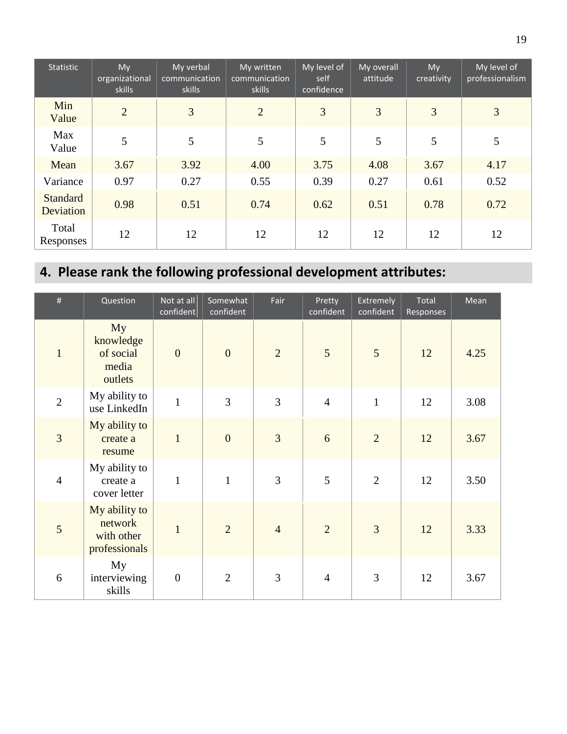| Statistic | My organizational skills | My verbal communication skills | My written communication skills | My level of self confidence | My overall attitude | My creativity | My level of professionalism |
|---|---|---|---|---|---|---|---|
| Min Value | 2 | 3 | 2 | 3 | 3 | 3 | 3 |
| Max Value | 5 | 5 | 5 | 5 | 5 | 5 | 5 |
| Mean | 3.67 | 3.92 | 4.00 | 3.75 | 4.08 | 3.67 | 4.17 |
| Variance | 0.97 | 0.27 | 0.55 | 0.39 | 0.27 | 0.61 | 0.52 |
| Standard Deviation | 0.98 | 0.51 | 0.74 | 0.62 | 0.51 | 0.78 | 0.72 |
| Total Responses | 12 | 12 | 12 | 12 | 12 | 12 | 12 |

## 4. Please rank the following professional development attributes:

| # | Question | Not at all confident | Somewhat confident | Fair | Pretty confident | Extremely confident | Total Responses | Mean |
|---|---|---|---|---|---|---|---|---|
| 1 | My knowledge of social media outlets | 0 | 0 | 2 | 5 | 5 | 12 | 4.25 |
| 2 | My ability to use LinkedIn | 1 | 3 | 3 | 4 | 1 | 12 | 3.08 |
| 3 | My ability to create a resume | 1 | 0 | 3 | 6 | 2 | 12 | 3.67 |
| 4 | My ability to create a cover letter | 1 | 1 | 3 | 5 | 2 | 12 | 3.50 |
| 5 | My ability to network with other professionals | 1 | 2 | 4 | 2 | 3 | 12 | 3.33 |
| 6 | My interviewing skills | 0 | 2 | 3 | 4 | 3 | 12 | 3.67 |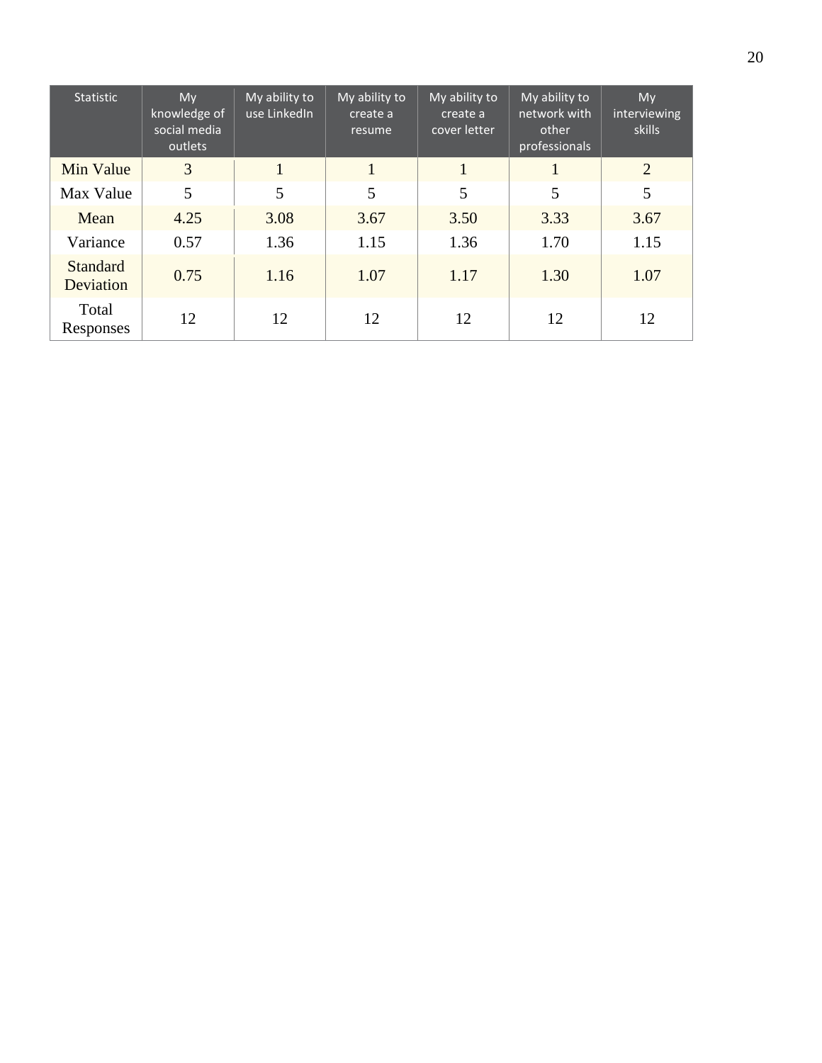| Statistic | My knowledge of social media outlets | My ability to use LinkedIn | My ability to create a resume | My ability to create a cover letter | My ability to network with other professionals | My interviewing skills |
|---|---|---|---|---|---|---|
| Min Value | 3 | 1 | 1 | 1 | 1 | 2 |
| Max Value | 5 | 5 | 5 | 5 | 5 | 5 |
| Mean | 4.25 | 3.08 | 3.67 | 3.50 | 3.33 | 3.67 |
| Variance | 0.57 | 1.36 | 1.15 | 1.36 | 1.70 | 1.15 |
| Standard Deviation | 0.75 | 1.16 | 1.07 | 1.17 | 1.30 | 1.07 |
| Total Responses | 12 | 12 | 12 | 12 | 12 | 12 |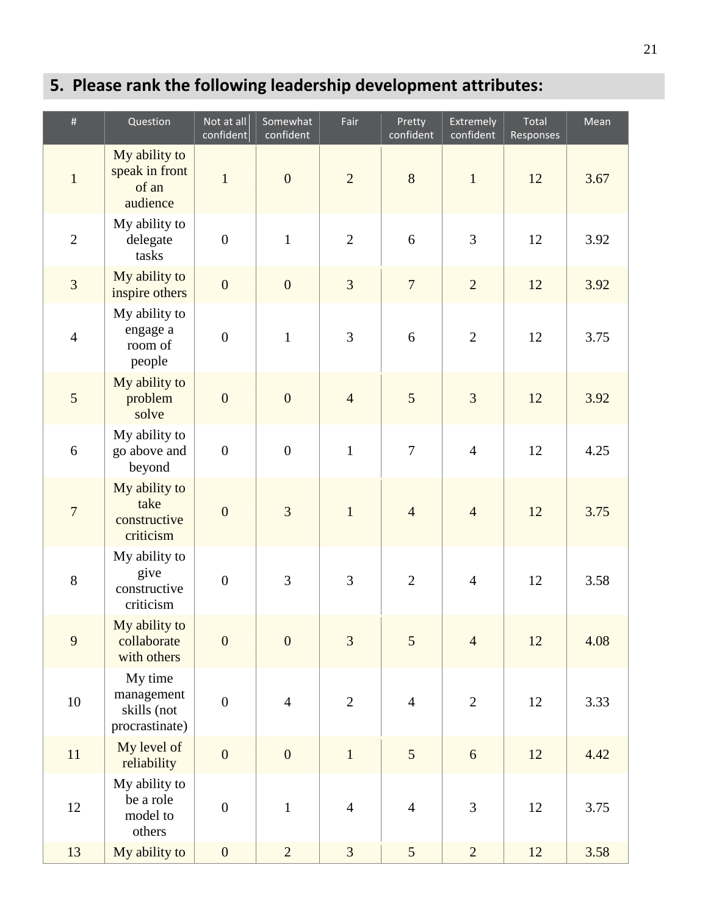## 5. Please rank the following leadership development attributes:

| # | Question | Not at all confident | Somewhat confident | Fair | Pretty confident | Extremely confident | Total Responses | Mean |
|---|---|---|---|---|---|---|---|---|
| 1 | My ability to speak in front of an audience | 1 | 0 | 2 | 8 | 1 | 12 | 3.67 |
| 2 | My ability to delegate tasks | 0 | 1 | 2 | 6 | 3 | 12 | 3.92 |
| 3 | My ability to inspire others | 0 | 0 | 3 | 7 | 2 | 12 | 3.92 |
| 4 | My ability to engage a room of people | 0 | 1 | 3 | 6 | 2 | 12 | 3.75 |
| 5 | My ability to problem solve | 0 | 0 | 4 | 5 | 3 | 12 | 3.92 |
| 6 | My ability to go above and beyond | 0 | 0 | 1 | 7 | 4 | 12 | 4.25 |
| 7 | My ability to take constructive criticism | 0 | 3 | 1 | 4 | 4 | 12 | 3.75 |
| 8 | My ability to give constructive criticism | 0 | 3 | 3 | 2 | 4 | 12 | 3.58 |
| 9 | My ability to collaborate with others | 0 | 0 | 3 | 5 | 4 | 12 | 4.08 |
| 10 | My time management skills (not procrastinate) | 0 | 4 | 2 | 4 | 2 | 12 | 3.33 |
| 11 | My level of reliability | 0 | 0 | 1 | 5 | 6 | 12 | 4.42 |
| 12 | My ability to be a role model to others | 0 | 1 | 4 | 4 | 3 | 12 | 3.75 |
| 13 | My ability to | 0 | 2 | 3 | 5 | 2 | 12 | 3.58 |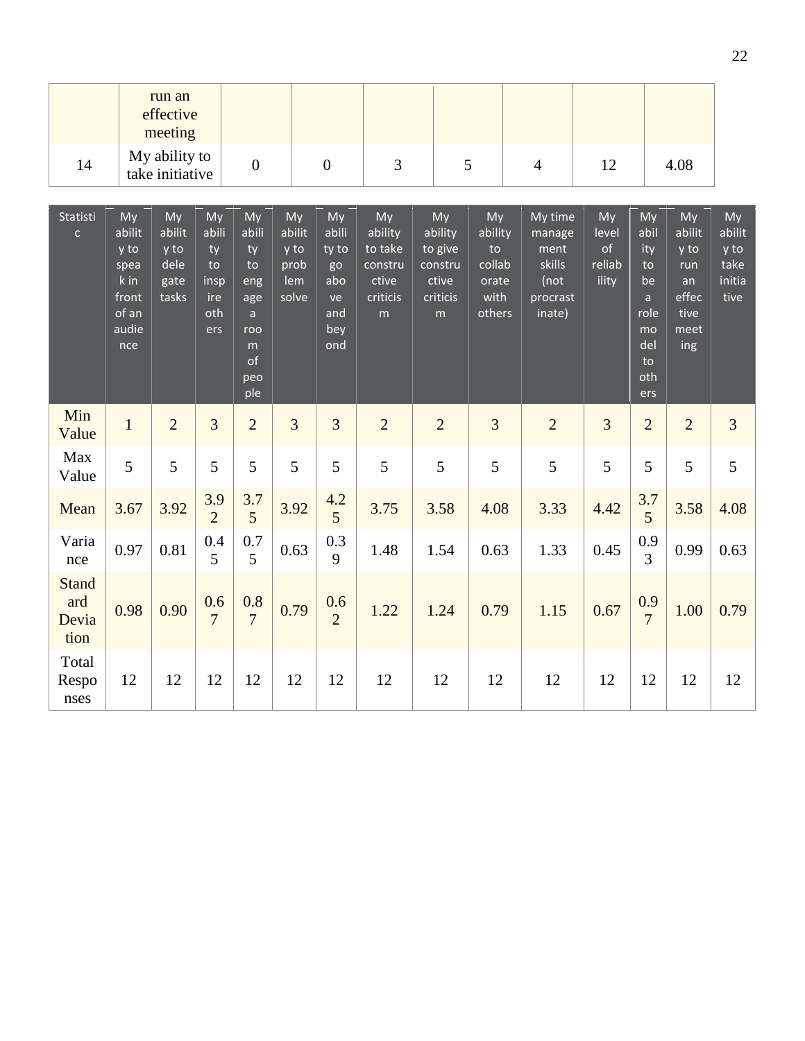|  | run an effective meeting |  |  |  |  |  |  |  |
|---|---|---|---|---|---|---|---|---|
| 14 | My ability to take initiative | 0 | 0 | 3 | 5 | 4 | 12 | 4.08 |

| Statistic | My ability to speak in front of an audience | My ability to delegate tasks | My ability to inspire others | My ability to engage a room of people | My ability to problem solve | My ability to go above and beyond | My ability to take constructive criticism | My ability to give constructive criticism | My ability to collaborate with others | My time management skills (not procrastinate) | My level of reliability | My ability to be a role model to others | My ability to run an effective meeting | My ability to take initiative |
|---|---|---|---|---|---|---|---|---|---|---|---|---|---|---|
| Min Value | 1 | 2 | 3 | 2 | 3 | 3 | 2 | 2 | 3 | 2 | 3 | 2 | 2 | 3 |
| Max Value | 5 | 5 | 5 | 5 | 5 | 5 | 5 | 5 | 5 | 5 | 5 | 5 | 5 | 5 |
| Mean | 3.67 | 3.92 | 3.92 | 3.75 | 3.92 | 4.25 | 3.75 | 3.58 | 4.08 | 3.33 | 4.42 | 3.75 | 3.58 | 4.08 |
| Variance | 0.97 | 0.81 | 0.45 | 0.75 | 0.63 | 0.39 | 1.48 | 1.54 | 0.63 | 1.33 | 0.45 | 0.93 | 0.99 | 0.63 |
| Standard Deviation | 0.98 | 0.90 | 0.67 | 0.87 | 0.79 | 0.62 | 1.22 | 1.24 | 0.79 | 1.15 | 0.67 | 0.97 | 1.00 | 0.79 |
| Total Responses | 12 | 12 | 12 | 12 | 12 | 12 | 12 | 12 | 12 | 12 | 12 | 12 | 12 | 12 |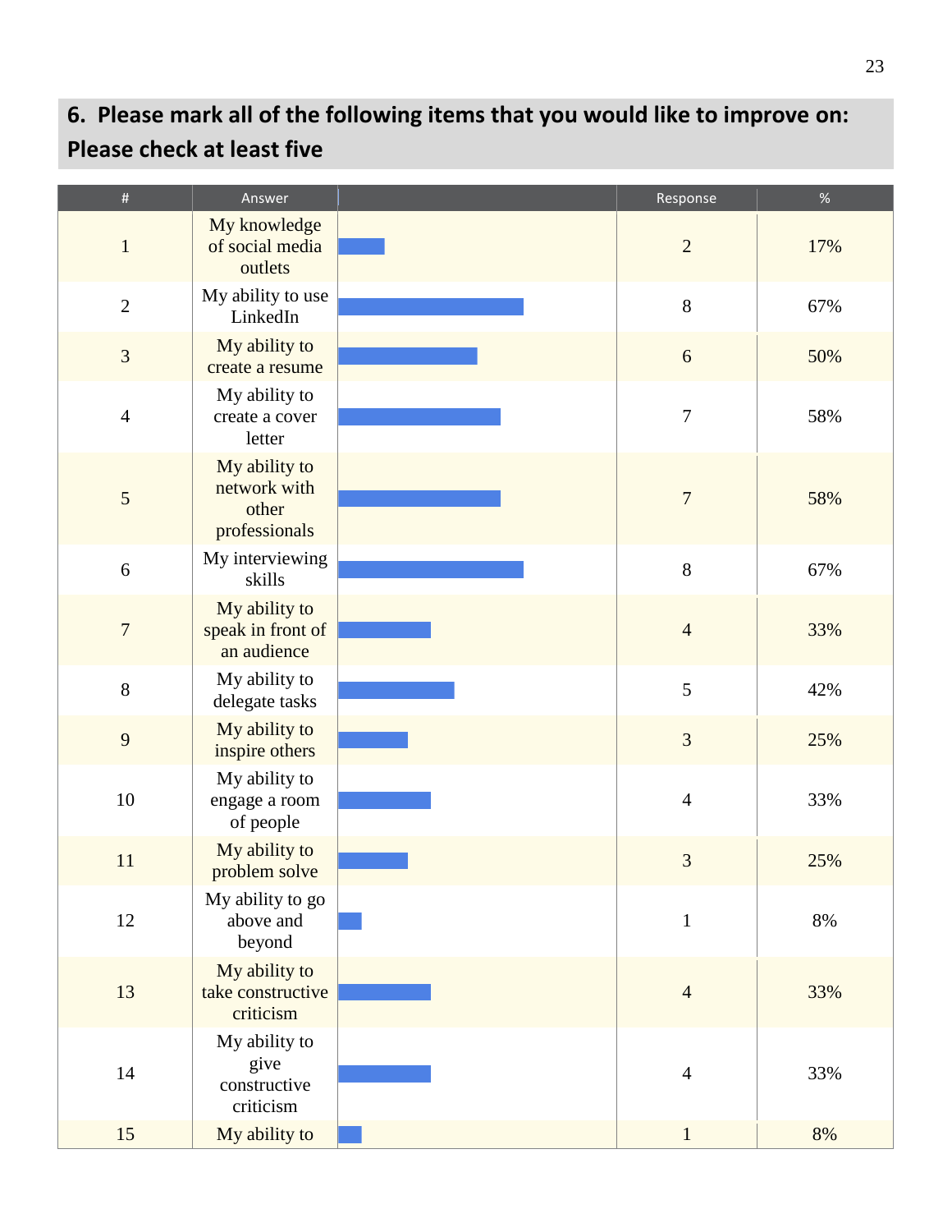## 6. Please mark all of the following items that you would like to improve on: Please check at least five

| # | Answer | | Response | % |
|---|---|---|---|---|
| 1 | My knowledge of social media outlets | | 2 | 17% |
| 2 | My ability to use LinkedIn | | 8 | 67% |
| 3 | My ability to create a resume | | 6 | 50% |
| 4 | My ability to create a cover letter | | 7 | 58% |
| 5 | My ability to network with other professionals | | 7 | 58% |
| 6 | My interviewing skills | | 8 | 67% |
| 7 | My ability to speak in front of an audience | | 4 | 33% |
| 8 | My ability to delegate tasks | | 5 | 42% |
| 9 | My ability to inspire others | | 3 | 25% |
| 10 | My ability to engage a room of people | | 4 | 33% |
| 11 | My ability to problem solve | | 3 | 25% |
| 12 | My ability to go above and beyond | | 1 | 8% |
| 13 | My ability to take constructive criticism | | 4 | 33% |
| 14 | My ability to give constructive criticism | | 4 | 33% |
| 15 | My ability to | | 1 | 8% |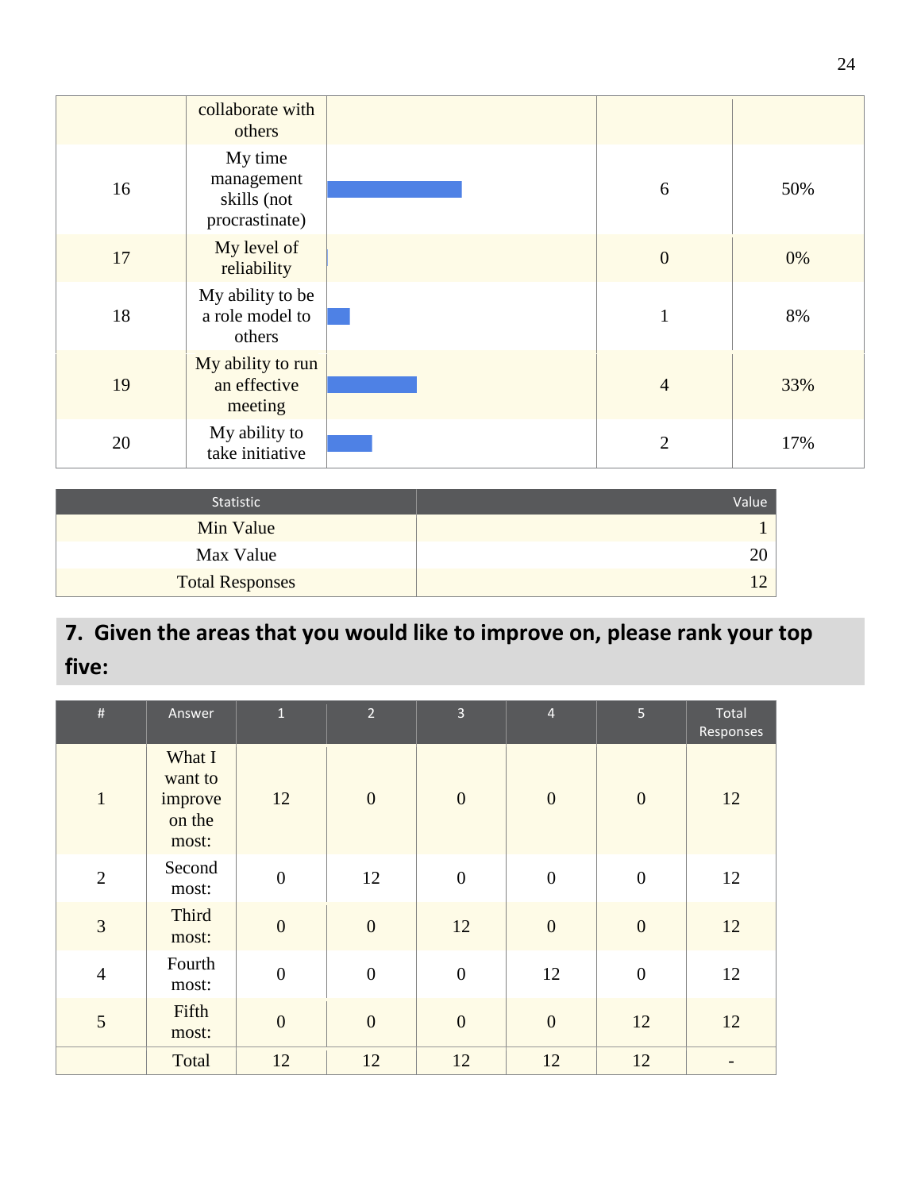| | | | | |
|---|---|---|---|---|
| | collaborate with others | | | |
| 16 | My time management skills (not procrastinate) | | 6 | 50% |
| 17 | My level of reliability | | 0 | 0% |
| 18 | My ability to be a role model to others | | 1 | 8% |
| 19 | My ability to run an effective meeting | | 4 | 33% |
| 20 | My ability to take initiative | | 2 | 17% |

| Statistic | Value |
|---|---|
| Min Value | 1 |
| Max Value | 20 |
| Total Responses | 12 |

## 7. Given the areas that you would like to improve on, please rank your top five:

| # | Answer | 1 | 2 | 3 | 4 | 5 | Total Responses |
|---|---|---|---|---|---|---|---|
| 1 | What I want to improve on the most: | 12 | 0 | 0 | 0 | 0 | 12 |
| 2 | Second most: | 0 | 12 | 0 | 0 | 0 | 12 |
| 3 | Third most: | 0 | 0 | 12 | 0 | 0 | 12 |
| 4 | Fourth most: | 0 | 0 | 0 | 12 | 0 | 12 |
| 5 | Fifth most: | 0 | 0 | 0 | 0 | 12 | 12 |
| | Total | 12 | 12 | 12 | 12 | 12 | - |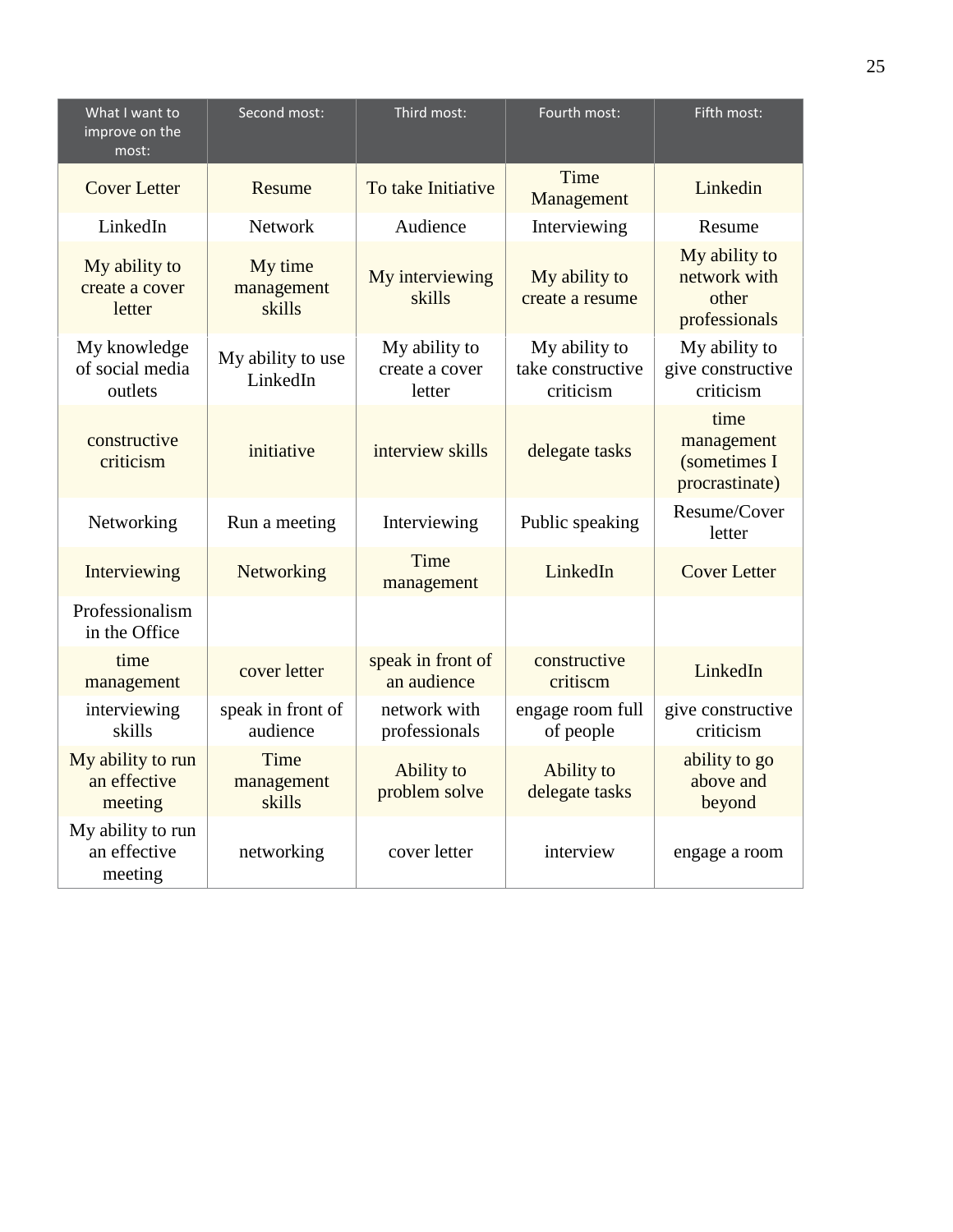| What I want to improve on the most: | Second most: | Third most: | Fourth most: | Fifth most: |
|---|---|---|---|---|
| Cover Letter | Resume | To take Initiative | Time Management | Linkedin |
| LinkedIn | Network | Audience | Interviewing | Resume |
| My ability to create a cover letter | My time management skills | My interviewing skills | My ability to create a resume | My ability to network with other professionals |
| My knowledge of social media outlets | My ability to use LinkedIn | My ability to create a cover letter | My ability to take constructive criticism | My ability to give constructive criticism |
| constructive criticism | initiative | interview skills | delegate tasks | time management (sometimes I procrastinate) |
| Networking | Run a meeting | Interviewing | Public speaking | Resume/Cover letter |
| Interviewing | Networking | Time management | LinkedIn | Cover Letter |
| Professionalism in the Office | | | | |
| time management | cover letter | speak in front of an audience | constructive critiscm | LinkedIn |
| interviewing skills | speak in front of audience | network with professionals | engage room full of people | give constructive criticism |
| My ability to run an effective meeting | Time management skills | Ability to problem solve | Ability to delegate tasks | ability to go above and beyond |
| My ability to run an effective meeting | networking | cover letter | interview | engage a room |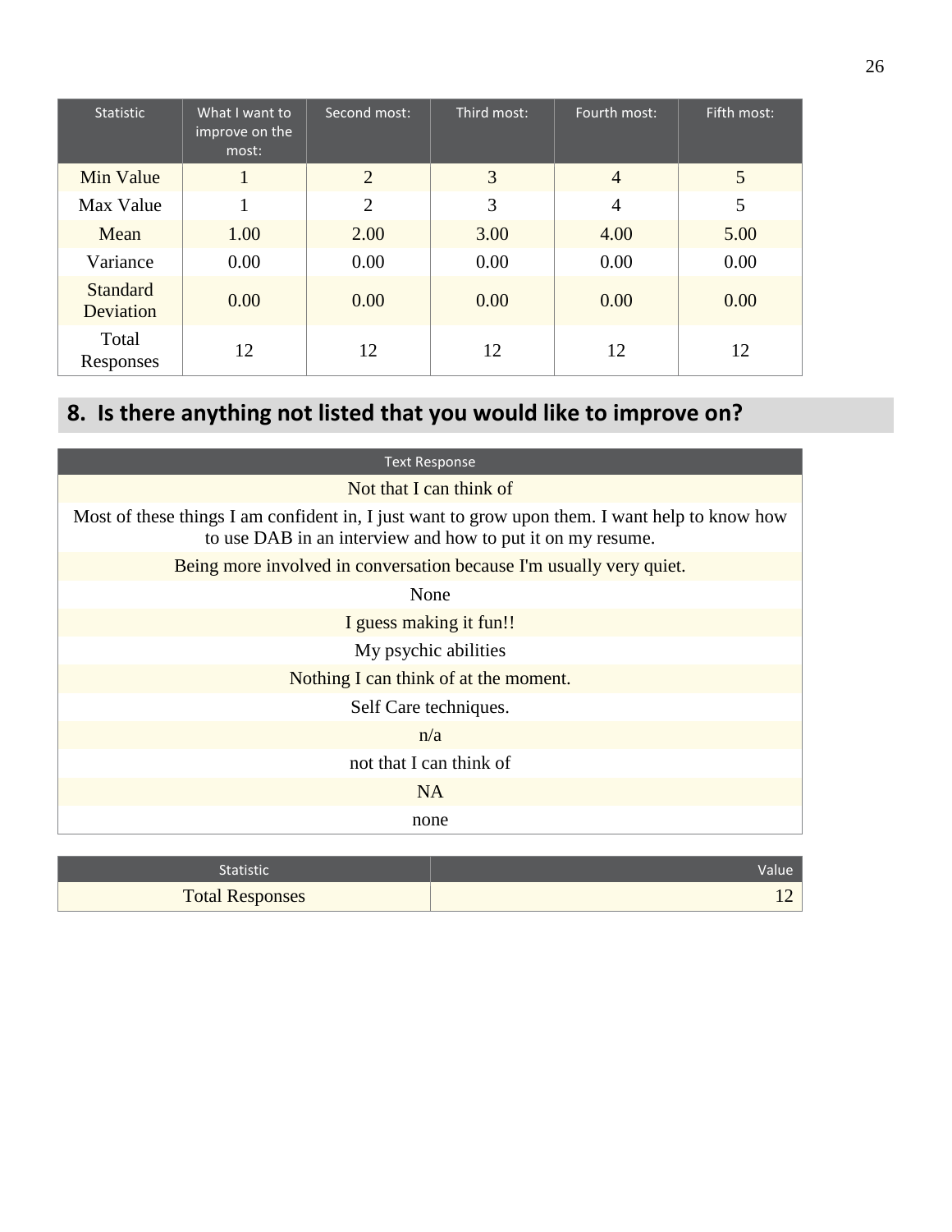| Statistic | What I want to improve on the most: | Second most: | Third most: | Fourth most: | Fifth most: |
|---|---|---|---|---|---|
| Min Value | 1 | 2 | 3 | 4 | 5 |
| Max Value | 1 | 2 | 3 | 4 | 5 |
| Mean | 1.00 | 2.00 | 3.00 | 4.00 | 5.00 |
| Variance | 0.00 | 0.00 | 0.00 | 0.00 | 0.00 |
| Standard Deviation | 0.00 | 0.00 | 0.00 | 0.00 | 0.00 |
| Total Responses | 12 | 12 | 12 | 12 | 12 |

## 8. Is there anything not listed that you would like to improve on?

| Text Response |
|---|
| Not that I can think of |
| Most of these things I am confident in, I just want to grow upon them. I want help to know how to use DAB in an interview and how to put it on my resume. |
| Being more involved in conversation because I'm usually very quiet. |
| None |
| I guess making it fun!! |
| My psychic abilities |
| Nothing I can think of at the moment. |
| Self Care techniques. |
| n/a |
| not that I can think of |
| NA |
| none |

| Statistic | Value |
|---|---|
| Total Responses | 12 |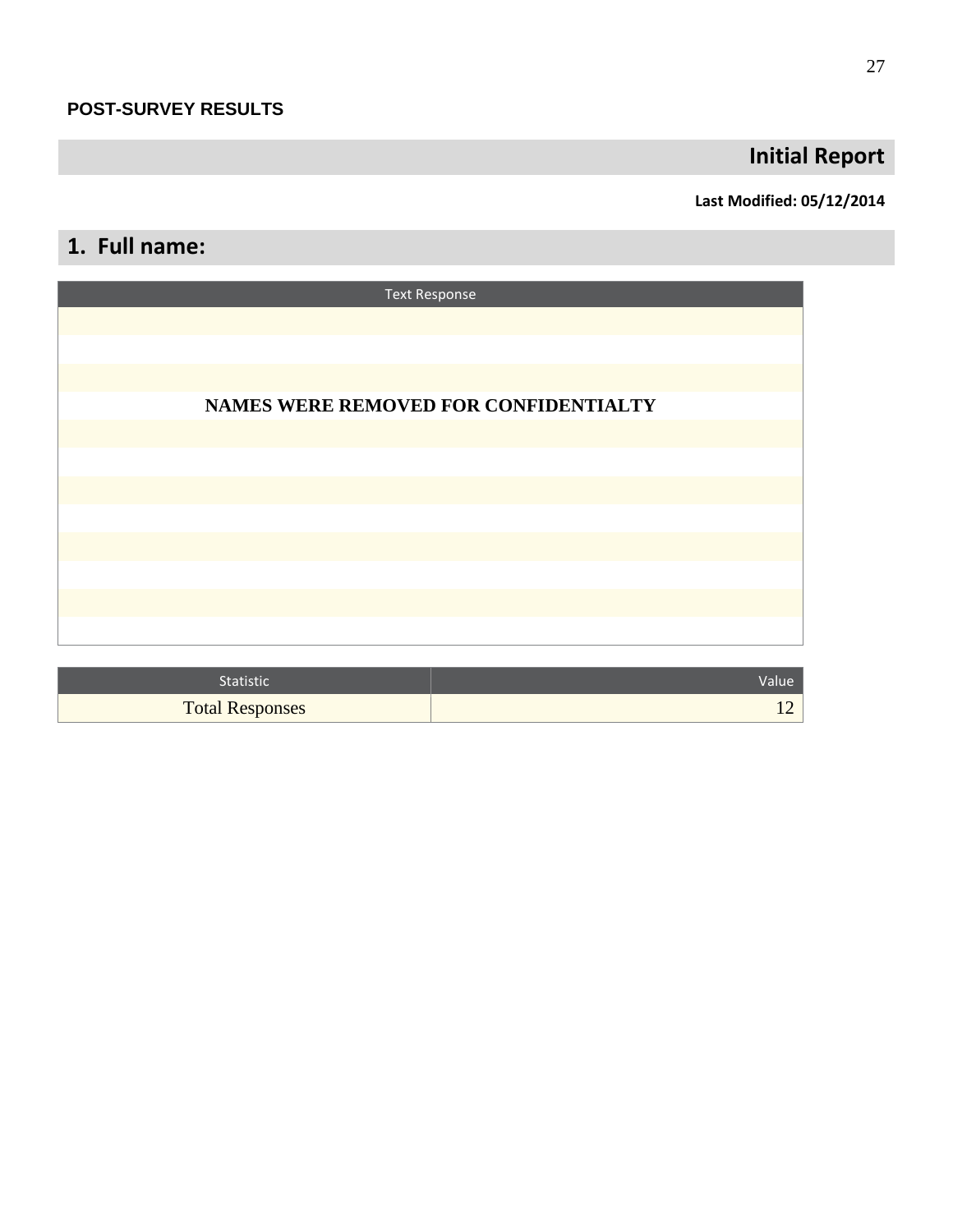**POST-SURVEY RESULTS**

## Initial Report

**Last Modified: 05/12/2014**

## 1. Full name:

| Text Response |
|---|
| |
| |
| |
| **NAMES WERE REMOVED FOR CONFIDENTIALTY** |
| |
| |
| |
| |
| |
| |
| |
| |

| Statistic | Value |
|---|---|
| Total Responses | 12 |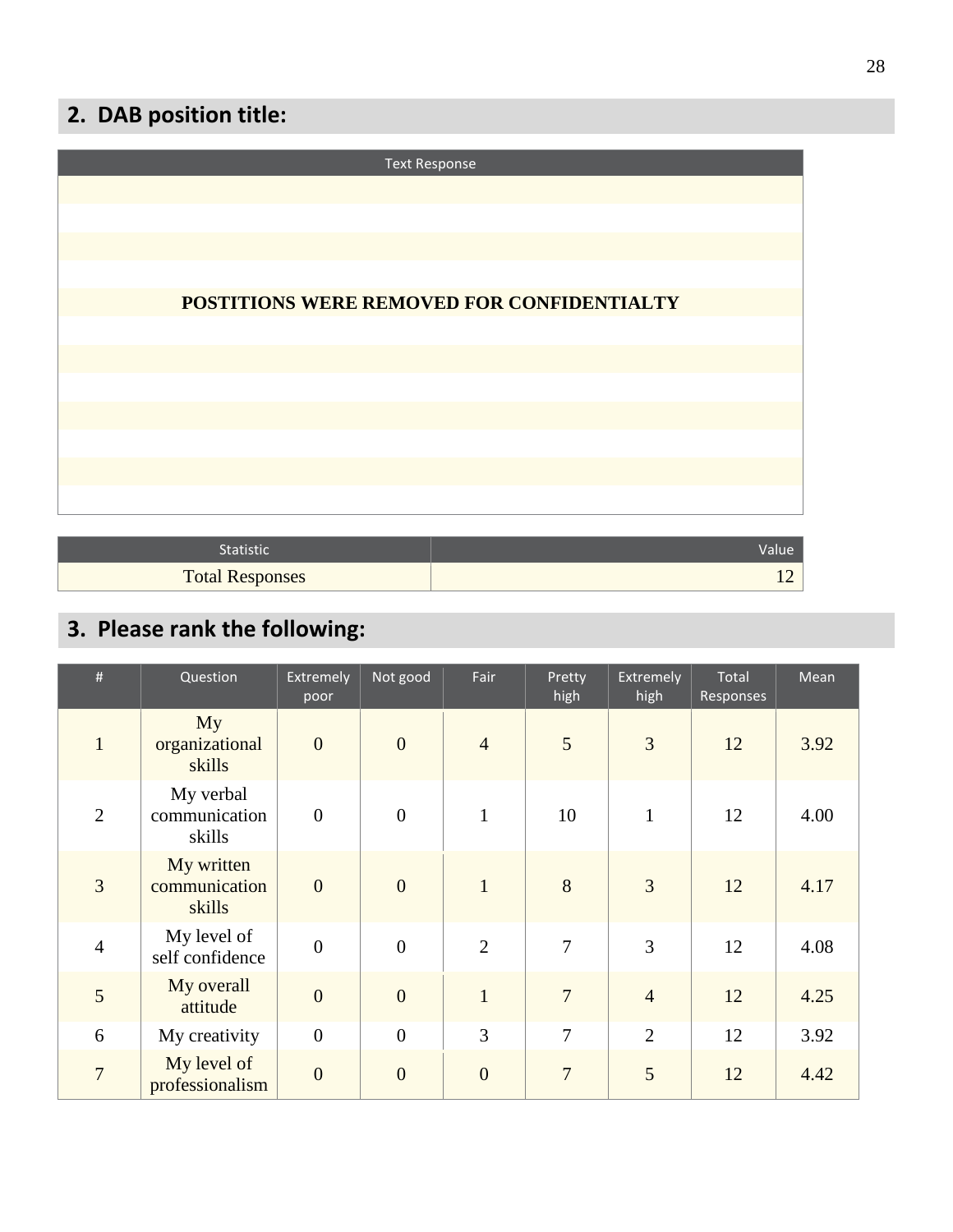## 2. DAB position title:

| Text Response |
|---|
| **POSTITIONS WERE REMOVED FOR CONFIDENTIALTY** |

| Statistic | Value |
|---|---|
| Total Responses | 12 |

## 3. Please rank the following:

| # | Question | Extremely poor | Not good | Fair | Pretty high | Extremely high | Total Responses | Mean |
|---|---|---|---|---|---|---|---|---|
| 1 | My organizational skills | 0 | 0 | 4 | 5 | 3 | 12 | 3.92 |
| 2 | My verbal communication skills | 0 | 0 | 1 | 10 | 1 | 12 | 4.00 |
| 3 | My written communication skills | 0 | 0 | 1 | 8 | 3 | 12 | 4.17 |
| 4 | My level of self confidence | 0 | 0 | 2 | 7 | 3 | 12 | 4.08 |
| 5 | My overall attitude | 0 | 0 | 1 | 7 | 4 | 12 | 4.25 |
| 6 | My creativity | 0 | 0 | 3 | 7 | 2 | 12 | 3.92 |
| 7 | My level of professionalism | 0 | 0 | 0 | 7 | 5 | 12 | 4.42 |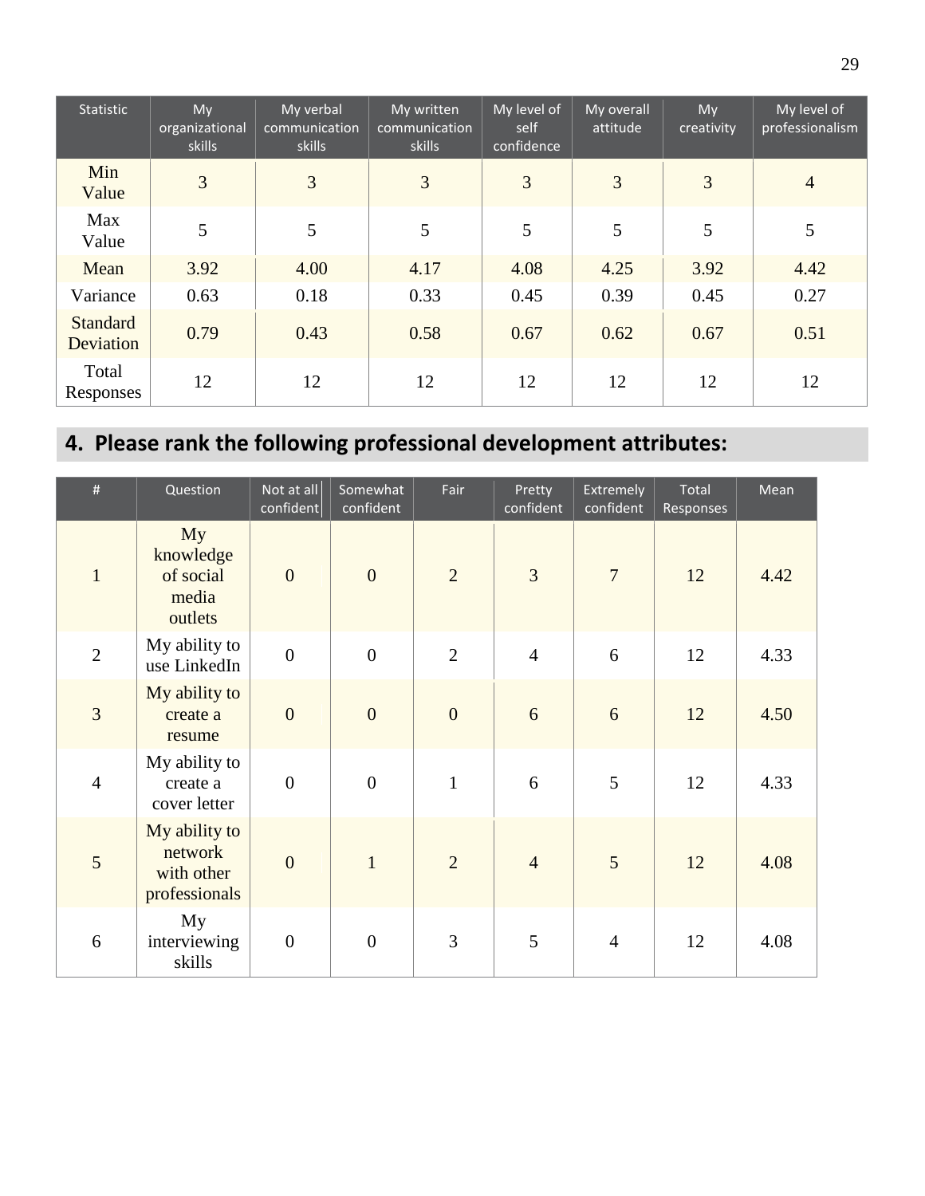| Statistic | My organizational skills | My verbal communication skills | My written communication skills | My level of self confidence | My overall attitude | My creativity | My level of professionalism |
|---|---|---|---|---|---|---|---|
| Min Value | 3 | 3 | 3 | 3 | 3 | 3 | 4 |
| Max Value | 5 | 5 | 5 | 5 | 5 | 5 | 5 |
| Mean | 3.92 | 4.00 | 4.17 | 4.08 | 4.25 | 3.92 | 4.42 |
| Variance | 0.63 | 0.18 | 0.33 | 0.45 | 0.39 | 0.45 | 0.27 |
| Standard Deviation | 0.79 | 0.43 | 0.58 | 0.67 | 0.62 | 0.67 | 0.51 |
| Total Responses | 12 | 12 | 12 | 12 | 12 | 12 | 12 |

## 4. Please rank the following professional development attributes:

| # | Question | Not at all confident | Somewhat confident | Fair | Pretty confident | Extremely confident | Total Responses | Mean |
|---|---|---|---|---|---|---|---|---|
| 1 | My knowledge of social media outlets | 0 | 0 | 2 | 3 | 7 | 12 | 4.42 |
| 2 | My ability to use LinkedIn | 0 | 0 | 2 | 4 | 6 | 12 | 4.33 |
| 3 | My ability to create a resume | 0 | 0 | 0 | 6 | 6 | 12 | 4.50 |
| 4 | My ability to create a cover letter | 0 | 0 | 1 | 6 | 5 | 12 | 4.33 |
| 5 | My ability to network with other professionals | 0 | 1 | 2 | 4 | 5 | 12 | 4.08 |
| 6 | My interviewing skills | 0 | 0 | 3 | 5 | 4 | 12 | 4.08 |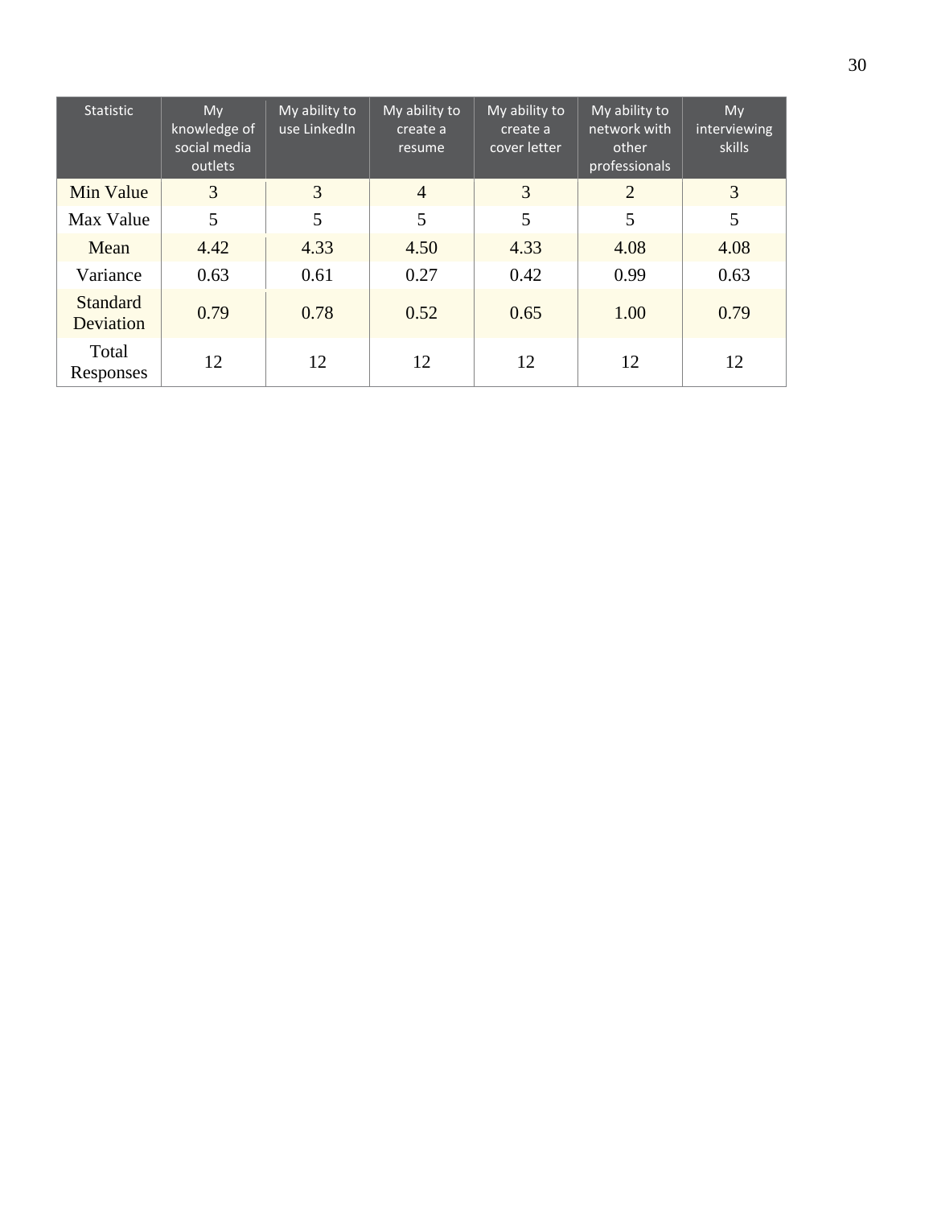| Statistic | My knowledge of social media outlets | My ability to use LinkedIn | My ability to create a resume | My ability to create a cover letter | My ability to network with other professionals | My interviewing skills |
|---|---|---|---|---|---|---|
| Min Value | 3 | 3 | 4 | 3 | 2 | 3 |
| Max Value | 5 | 5 | 5 | 5 | 5 | 5 |
| Mean | 4.42 | 4.33 | 4.50 | 4.33 | 4.08 | 4.08 |
| Variance | 0.63 | 0.61 | 0.27 | 0.42 | 0.99 | 0.63 |
| Standard Deviation | 0.79 | 0.78 | 0.52 | 0.65 | 1.00 | 0.79 |
| Total Responses | 12 | 12 | 12 | 12 | 12 | 12 |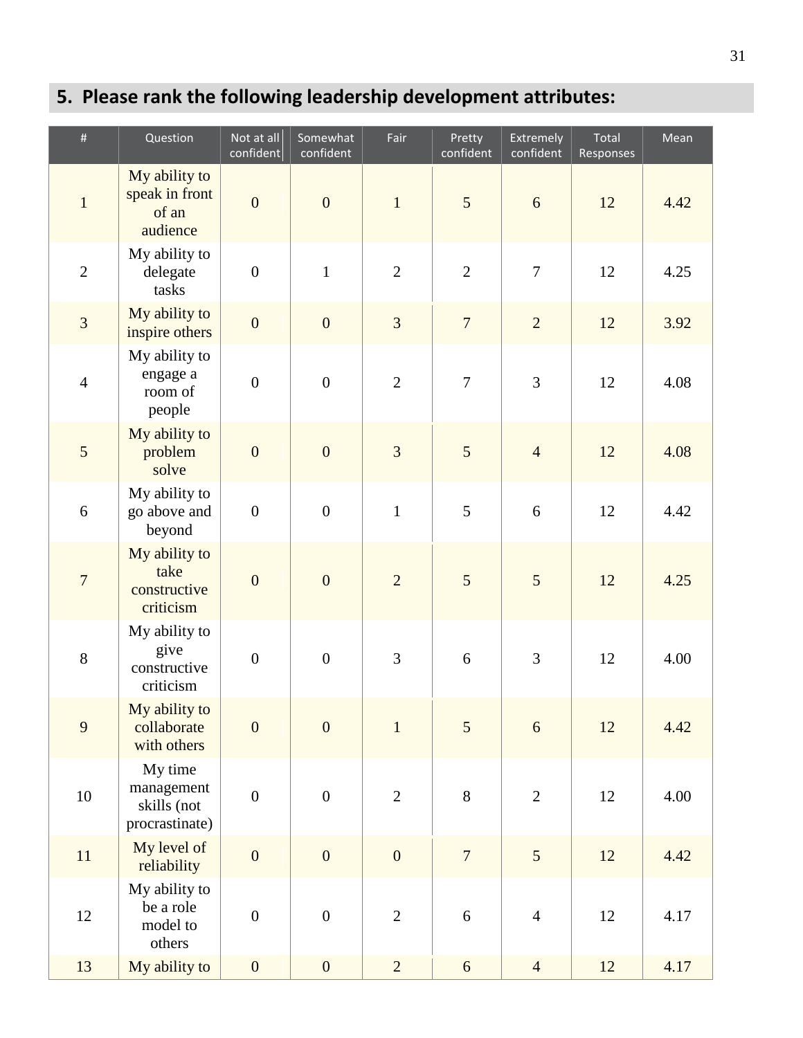## 5. Please rank the following leadership development attributes:

| # | Question | Not at all confident | Somewhat confident | Fair | Pretty confident | Extremely confident | Total Responses | Mean |
|---|---|---|---|---|---|---|---|---|
| 1 | My ability to speak in front of an audience | 0 | 0 | 1 | 5 | 6 | 12 | 4.42 |
| 2 | My ability to delegate tasks | 0 | 1 | 2 | 2 | 7 | 12 | 4.25 |
| 3 | My ability to inspire others | 0 | 0 | 3 | 7 | 2 | 12 | 3.92 |
| 4 | My ability to engage a room of people | 0 | 0 | 2 | 7 | 3 | 12 | 4.08 |
| 5 | My ability to problem solve | 0 | 0 | 3 | 5 | 4 | 12 | 4.08 |
| 6 | My ability to go above and beyond | 0 | 0 | 1 | 5 | 6 | 12 | 4.42 |
| 7 | My ability to take constructive criticism | 0 | 0 | 2 | 5 | 5 | 12 | 4.25 |
| 8 | My ability to give constructive criticism | 0 | 0 | 3 | 6 | 3 | 12 | 4.00 |
| 9 | My ability to collaborate with others | 0 | 0 | 1 | 5 | 6 | 12 | 4.42 |
| 10 | My time management skills (not procrastinate) | 0 | 0 | 2 | 8 | 2 | 12 | 4.00 |
| 11 | My level of reliability | 0 | 0 | 0 | 7 | 5 | 12 | 4.42 |
| 12 | My ability to be a role model to others | 0 | 0 | 2 | 6 | 4 | 12 | 4.17 |
| 13 | My ability to | 0 | 0 | 2 | 6 | 4 | 12 | 4.17 |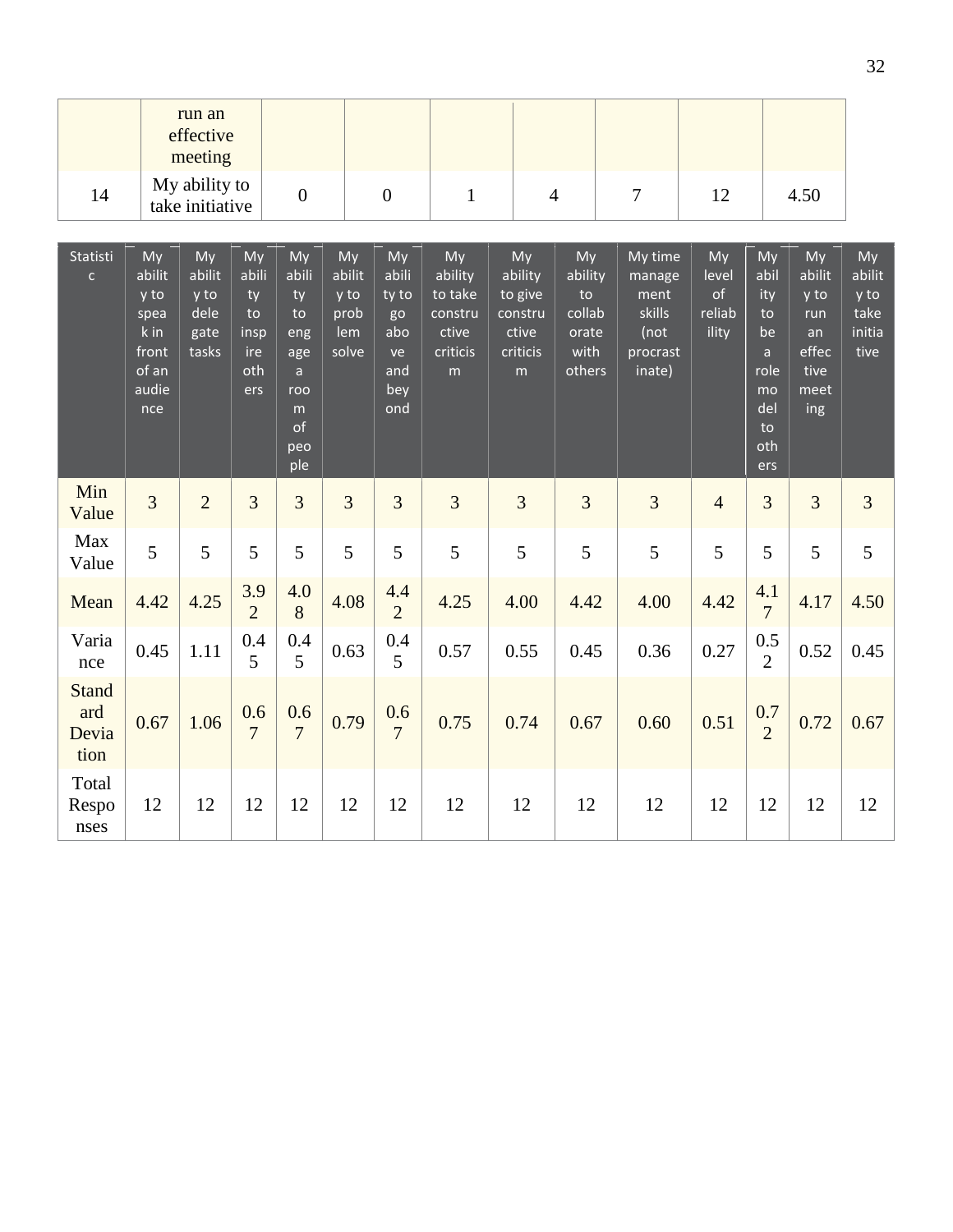| | run an effective meeting | | | | | | | |
|---|---|---|---|---|---|---|---|---|
| 14 | My ability to take initiative | 0 | 0 | 1 | 4 | 7 | 12 | 4.50 |

| Statistic | My ability to speak in front of an audience | My ability to delegate tasks | My ability to inspire others | My ability to engage a room of people | My ability to problem solve | My ability to go above and beyond | My ability to take constructive criticism | My ability to give constructive criticism | My ability to collaborate with others | My time management skills (not procrastinate) | My level of reliability | My ability to be a role model to others | My ability to run an effective meeting | My ability to take initiative |
|---|---|---|---|---|---|---|---|---|---|---|---|---|---|---|
| Min Value | 3 | 2 | 3 | 3 | 3 | 3 | 3 | 3 | 3 | 3 | 4 | 3 | 3 | 3 |
| Max Value | 5 | 5 | 5 | 5 | 5 | 5 | 5 | 5 | 5 | 5 | 5 | 5 | 5 | 5 |
| Mean | 4.42 | 4.25 | 3.92 | 4.08 | 4.08 | 4.42 | 4.25 | 4.00 | 4.42 | 4.00 | 4.42 | 4.17 | 4.17 | 4.50 |
| Variance | 0.45 | 1.11 | 0.45 | 0.45 | 0.63 | 0.45 | 0.57 | 0.55 | 0.45 | 0.36 | 0.27 | 0.52 | 0.52 | 0.45 |
| Standard Deviation | 0.67 | 1.06 | 0.67 | 0.67 | 0.79 | 0.67 | 0.75 | 0.74 | 0.67 | 0.60 | 0.51 | 0.72 | 0.72 | 0.67 |
| Total Responses | 12 | 12 | 12 | 12 | 12 | 12 | 12 | 12 | 12 | 12 | 12 | 12 | 12 | 12 |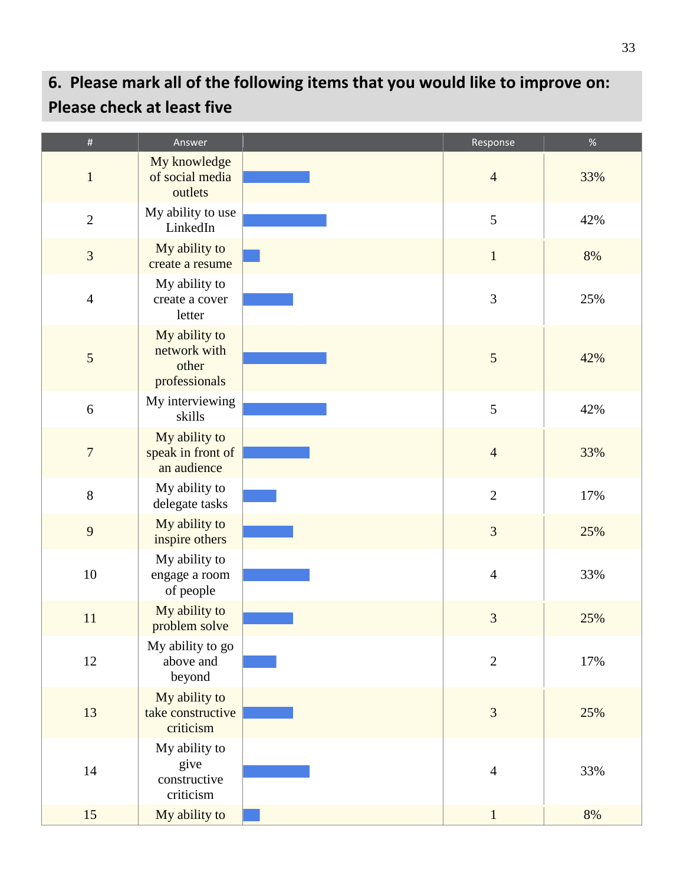## 6. Please mark all of the following items that you would like to improve on: Please check at least five

| # | Answer | | Response | % |
|---|---|---|---|---|
| 1 | My knowledge of social media outlets | | 4 | 33% |
| 2 | My ability to use LinkedIn | | 5 | 42% |
| 3 | My ability to create a resume | | 1 | 8% |
| 4 | My ability to create a cover letter | | 3 | 25% |
| 5 | My ability to network with other professionals | | 5 | 42% |
| 6 | My interviewing skills | | 5 | 42% |
| 7 | My ability to speak in front of an audience | | 4 | 33% |
| 8 | My ability to delegate tasks | | 2 | 17% |
| 9 | My ability to inspire others | | 3 | 25% |
| 10 | My ability to engage a room of people | | 4 | 33% |
| 11 | My ability to problem solve | | 3 | 25% |
| 12 | My ability to go above and beyond | | 2 | 17% |
| 13 | My ability to take constructive criticism | | 3 | 25% |
| 14 | My ability to give constructive criticism | | 4 | 33% |
| 15 | My ability to | | 1 | 8% |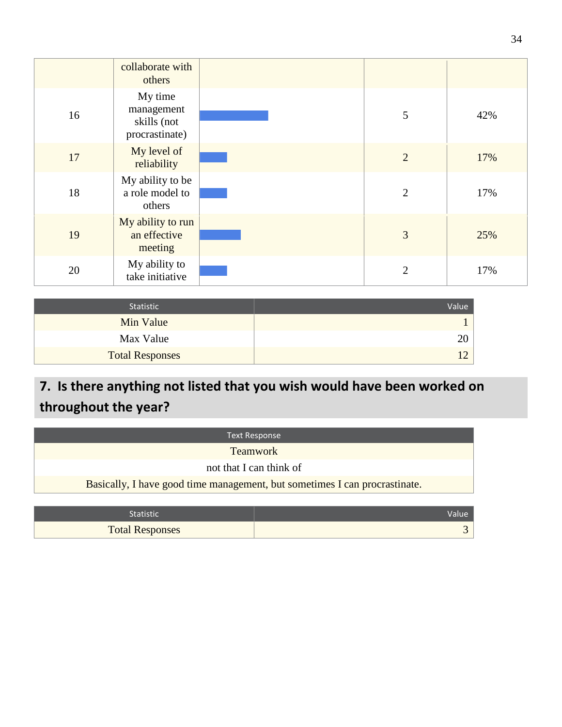| | | | | |
|---|---|---|---|---|
| | collaborate with others | | | |
| 16 | My time management skills (not procrastinate) | | 5 | 42% |
| 17 | My level of reliability | | 2 | 17% |
| 18 | My ability to be a role model to others | | 2 | 17% |
| 19 | My ability to run an effective meeting | | 3 | 25% |
| 20 | My ability to take initiative | | 2 | 17% |

| Statistic | Value |
|---|---|
| Min Value | 1 |
| Max Value | 20 |
| Total Responses | 12 |

## 7. Is there anything not listed that you wish would have been worked on throughout the year?

| Text Response |
|---|
| Teamwork |
| not that I can think of |
| Basically, I have good time management, but sometimes I can procrastinate. |

| Statistic | Value |
|---|---|
| Total Responses | 3 |